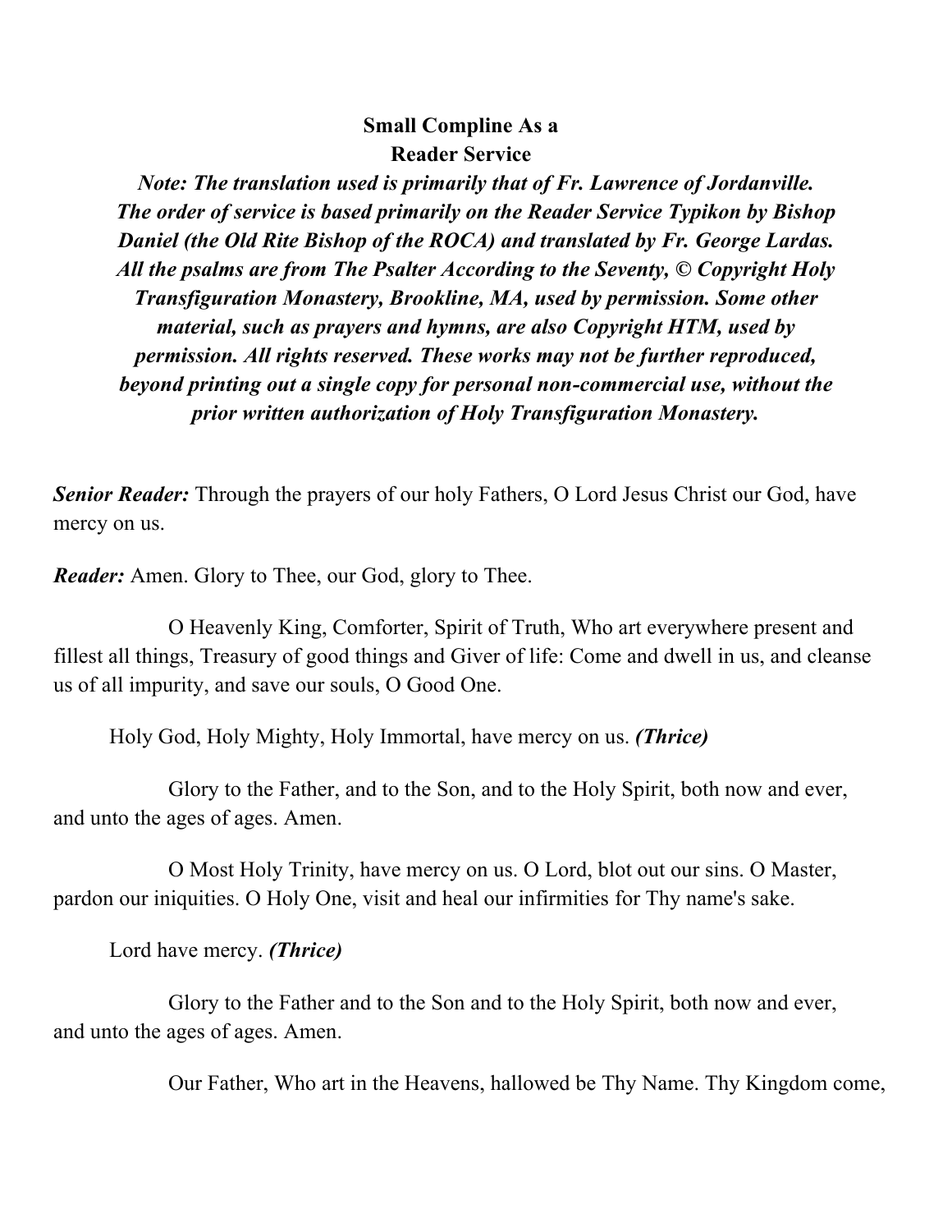# Small Compline As a Reader Service

***Note: The translation used is primarily that of Fr. Lawrence of Jordanville. The order of service is based primarily on the Reader Service Typikon by Bishop Daniel (the Old Rite Bishop of the ROCA) and translated by Fr. George Lardas. All the psalms are from The Psalter According to the Seventy, © Copyright Holy Transfiguration Monastery, Brookline, MA, used by permission. Some other material, such as prayers and hymns, are also Copyright HTM, used by permission. All rights reserved. These works may not be further reproduced, beyond printing out a single copy for personal non-commercial use, without the prior written authorization of Holy Transfiguration Monastery.***

***Senior Reader:*** Through the prayers of our holy Fathers, O Lord Jesus Christ our God, have mercy on us.

***Reader:*** Amen. Glory to Thee, our God, glory to Thee.

O Heavenly King, Comforter, Spirit of Truth, Who art everywhere present and fillest all things, Treasury of good things and Giver of life: Come and dwell in us, and cleanse us of all impurity, and save our souls, O Good One.

Holy God, Holy Mighty, Holy Immortal, have mercy on us. ***(Thrice)***

Glory to the Father, and to the Son, and to the Holy Spirit, both now and ever, and unto the ages of ages. Amen.

O Most Holy Trinity, have mercy on us. O Lord, blot out our sins. O Master, pardon our iniquities. O Holy One, visit and heal our infirmities for Thy name's sake.

Lord have mercy. ***(Thrice)***

Glory to the Father and to the Son and to the Holy Spirit, both now and ever, and unto the ages of ages. Amen.

Our Father, Who art in the Heavens, hallowed be Thy Name. Thy Kingdom come,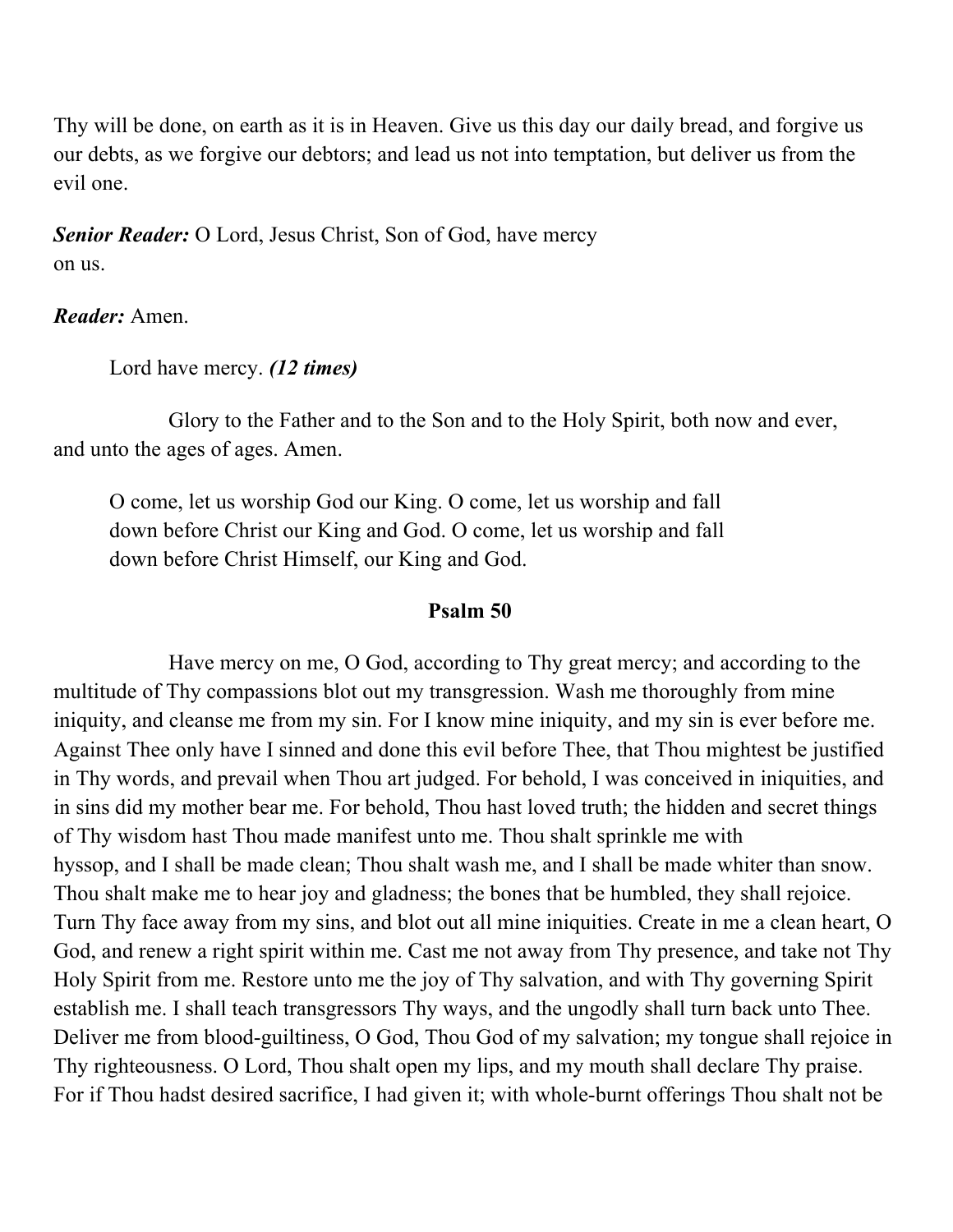Thy will be done, on earth as it is in Heaven. Give us this day our daily bread, and forgive us our debts, as we forgive our debtors; and lead us not into temptation, but deliver us from the evil one.

***Senior Reader:*** O Lord, Jesus Christ, Son of God, have mercy on us.

***Reader:*** Amen.

Lord have mercy. ***(12 times)***

Glory to the Father and to the Son and to the Holy Spirit, both now and ever, and unto the ages of ages. Amen.

O come, let us worship God our King. O come, let us worship and fall down before Christ our King and God. O come, let us worship and fall down before Christ Himself, our King and God.

## Psalm 50

Have mercy on me, O God, according to Thy great mercy; and according to the multitude of Thy compassions blot out my transgression. Wash me thoroughly from mine iniquity, and cleanse me from my sin. For I know mine iniquity, and my sin is ever before me. Against Thee only have I sinned and done this evil before Thee, that Thou mightest be justified in Thy words, and prevail when Thou art judged. For behold, I was conceived in iniquities, and in sins did my mother bear me. For behold, Thou hast loved truth; the hidden and secret things of Thy wisdom hast Thou made manifest unto me. Thou shalt sprinkle me with hyssop, and I shall be made clean; Thou shalt wash me, and I shall be made whiter than snow. Thou shalt make me to hear joy and gladness; the bones that be humbled, they shall rejoice. Turn Thy face away from my sins, and blot out all mine iniquities. Create in me a clean heart, O God, and renew a right spirit within me. Cast me not away from Thy presence, and take not Thy Holy Spirit from me. Restore unto me the joy of Thy salvation, and with Thy governing Spirit establish me. I shall teach transgressors Thy ways, and the ungodly shall turn back unto Thee. Deliver me from blood-guiltiness, O God, Thou God of my salvation; my tongue shall rejoice in Thy righteousness. O Lord, Thou shalt open my lips, and my mouth shall declare Thy praise. For if Thou hadst desired sacrifice, I had given it; with whole-burnt offerings Thou shalt not be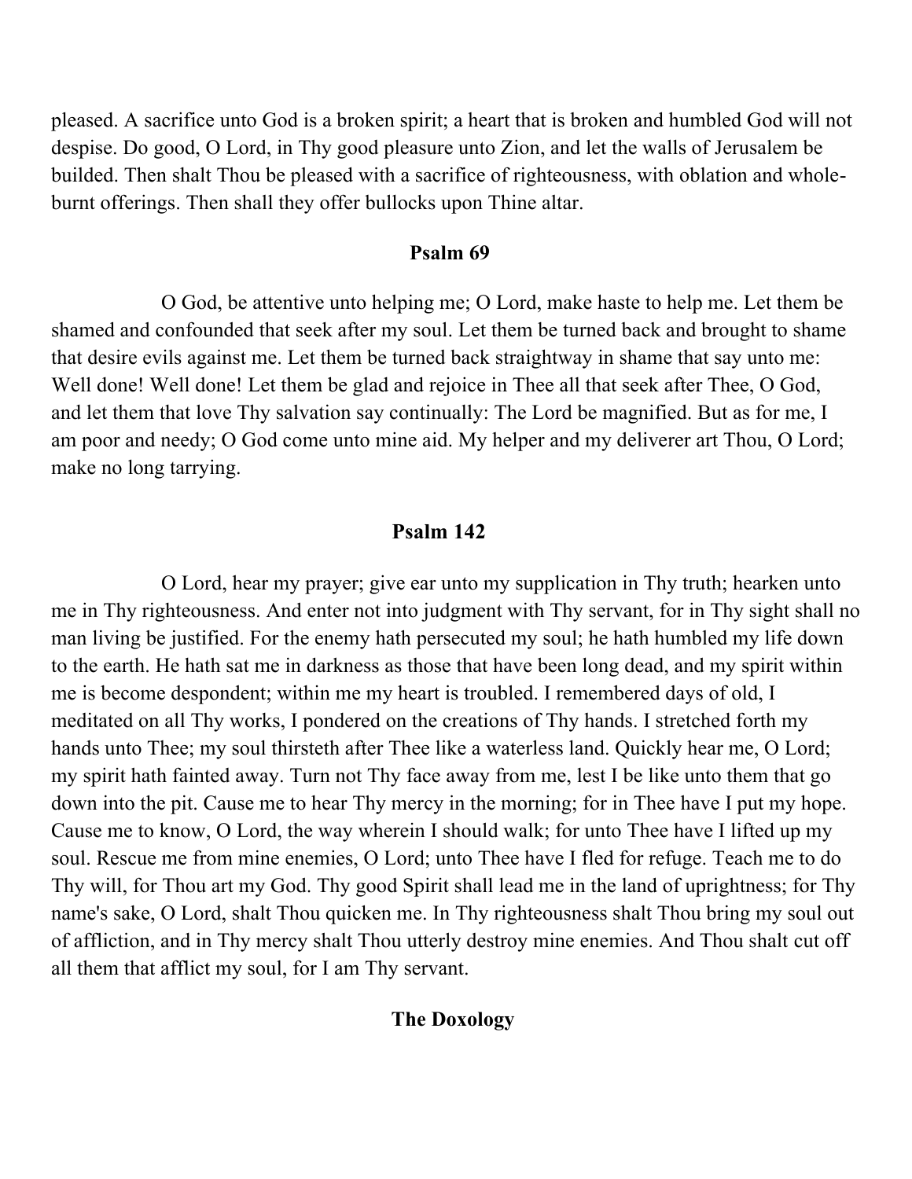pleased. A sacrifice unto God is a broken spirit; a heart that is broken and humbled God will not despise. Do good, O Lord, in Thy good pleasure unto Zion, and let the walls of Jerusalem be builded. Then shalt Thou be pleased with a sacrifice of righteousness, with oblation and whole-burnt offerings. Then shall they offer bullocks upon Thine altar.

## Psalm 69

O God, be attentive unto helping me; O Lord, make haste to help me. Let them be shamed and confounded that seek after my soul. Let them be turned back and brought to shame that desire evils against me. Let them be turned back straightway in shame that say unto me: Well done! Well done! Let them be glad and rejoice in Thee all that seek after Thee, O God, and let them that love Thy salvation say continually: The Lord be magnified. But as for me, I am poor and needy; O God come unto mine aid. My helper and my deliverer art Thou, O Lord; make no long tarrying.

## Psalm 142

O Lord, hear my prayer; give ear unto my supplication in Thy truth; hearken unto me in Thy righteousness. And enter not into judgment with Thy servant, for in Thy sight shall no man living be justified. For the enemy hath persecuted my soul; he hath humbled my life down to the earth. He hath sat me in darkness as those that have been long dead, and my spirit within me is become despondent; within me my heart is troubled. I remembered days of old, I meditated on all Thy works, I pondered on the creations of Thy hands. I stretched forth my hands unto Thee; my soul thirsteth after Thee like a waterless land. Quickly hear me, O Lord; my spirit hath fainted away. Turn not Thy face away from me, lest I be like unto them that go down into the pit. Cause me to hear Thy mercy in the morning; for in Thee have I put my hope. Cause me to know, O Lord, the way wherein I should walk; for unto Thee have I lifted up my soul. Rescue me from mine enemies, O Lord; unto Thee have I fled for refuge. Teach me to do Thy will, for Thou art my God. Thy good Spirit shall lead me in the land of uprightness; for Thy name's sake, O Lord, shalt Thou quicken me. In Thy righteousness shalt Thou bring my soul out of affliction, and in Thy mercy shalt Thou utterly destroy mine enemies. And Thou shalt cut off all them that afflict my soul, for I am Thy servant.

## The Doxology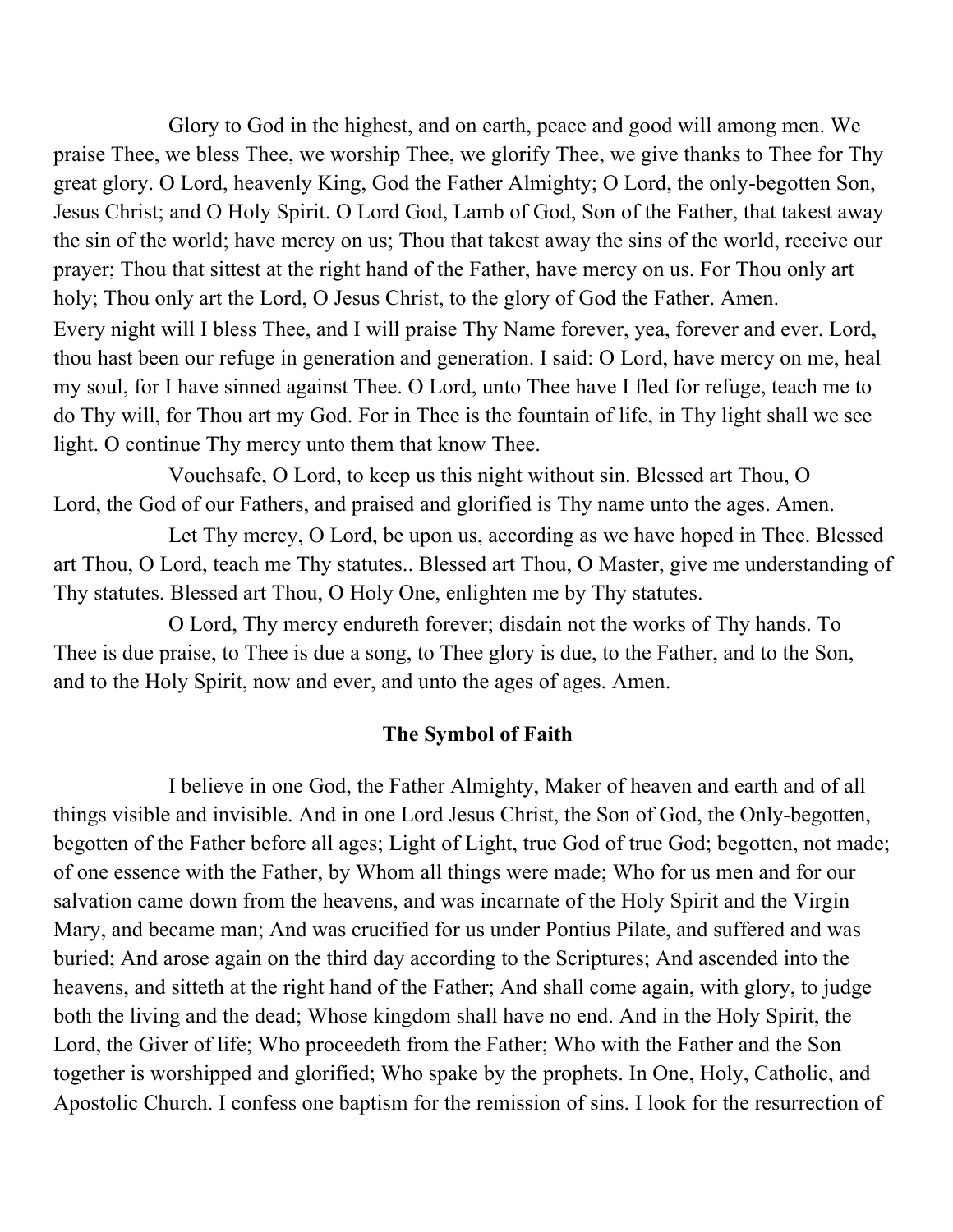Glory to God in the highest, and on earth, peace and good will among men. We praise Thee, we bless Thee, we worship Thee, we glorify Thee, we give thanks to Thee for Thy great glory. O Lord, heavenly King, God the Father Almighty; O Lord, the only-begotten Son, Jesus Christ; and O Holy Spirit. O Lord God, Lamb of God, Son of the Father, that takest away the sin of the world; have mercy on us; Thou that takest away the sins of the world, receive our prayer; Thou that sittest at the right hand of the Father, have mercy on us. For Thou only art holy; Thou only art the Lord, O Jesus Christ, to the glory of God the Father. Amen.

Every night will I bless Thee, and I will praise Thy Name forever, yea, forever and ever. Lord, thou hast been our refuge in generation and generation. I said: O Lord, have mercy on me, heal my soul, for I have sinned against Thee. O Lord, unto Thee have I fled for refuge, teach me to do Thy will, for Thou art my God. For in Thee is the fountain of life, in Thy light shall we see light. O continue Thy mercy unto them that know Thee.

Vouchsafe, O Lord, to keep us this night without sin. Blessed art Thou, O Lord, the God of our Fathers, and praised and glorified is Thy name unto the ages. Amen.

Let Thy mercy, O Lord, be upon us, according as we have hoped in Thee. Blessed art Thou, O Lord, teach me Thy statutes.. Blessed art Thou, O Master, give me understanding of Thy statutes. Blessed art Thou, O Holy One, enlighten me by Thy statutes.

O Lord, Thy mercy endureth forever; disdain not the works of Thy hands. To Thee is due praise, to Thee is due a song, to Thee glory is due, to the Father, and to the Son, and to the Holy Spirit, now and ever, and unto the ages of ages. Amen.

## The Symbol of Faith

I believe in one God, the Father Almighty, Maker of heaven and earth and of all things visible and invisible. And in one Lord Jesus Christ, the Son of God, the Only-begotten, begotten of the Father before all ages; Light of Light, true God of true God; begotten, not made; of one essence with the Father, by Whom all things were made; Who for us men and for our salvation came down from the heavens, and was incarnate of the Holy Spirit and the Virgin Mary, and became man; And was crucified for us under Pontius Pilate, and suffered and was buried; And arose again on the third day according to the Scriptures; And ascended into the heavens, and sitteth at the right hand of the Father; And shall come again, with glory, to judge both the living and the dead; Whose kingdom shall have no end. And in the Holy Spirit, the Lord, the Giver of life; Who proceedeth from the Father; Who with the Father and the Son together is worshipped and glorified; Who spake by the prophets. In One, Holy, Catholic, and Apostolic Church. I confess one baptism for the remission of sins. I look for the resurrection of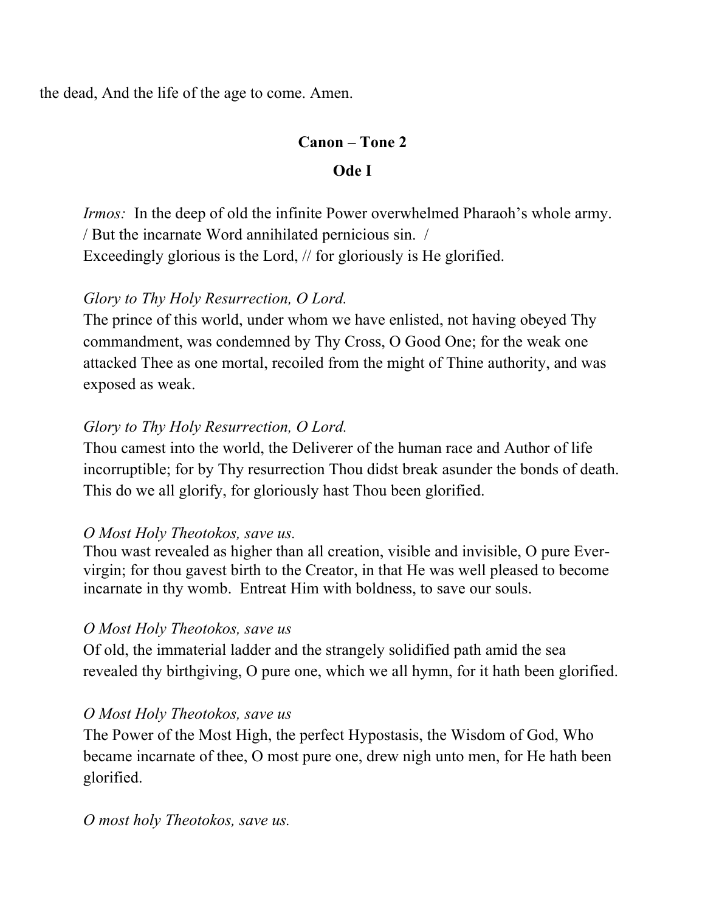the dead, And the life of the age to come. Amen.

**Canon – Tone 2**

**Ode I**

*Irmos:* In the deep of old the infinite Power overwhelmed Pharaoh's whole army. / But the incarnate Word annihilated pernicious sin. /
Exceedingly glorious is the Lord, // for gloriously is He glorified.

*Glory to Thy Holy Resurrection, O Lord.*
The prince of this world, under whom we have enlisted, not having obeyed Thy commandment, was condemned by Thy Cross, O Good One; for the weak one attacked Thee as one mortal, recoiled from the might of Thine authority, and was exposed as weak.

*Glory to Thy Holy Resurrection, O Lord.*
Thou camest into the world, the Deliverer of the human race and Author of life incorruptible; for by Thy resurrection Thou didst break asunder the bonds of death. This do we all glorify, for gloriously hast Thou been glorified.

*O Most Holy Theotokos, save us.*
Thou wast revealed as higher than all creation, visible and invisible, O pure Ever-virgin; for thou gavest birth to the Creator, in that He was well pleased to become incarnate in thy womb. Entreat Him with boldness, to save our souls.

*O Most Holy Theotokos, save us*
Of old, the immaterial ladder and the strangely solidified path amid the sea revealed thy birthgiving, O pure one, which we all hymn, for it hath been glorified.

*O Most Holy Theotokos, save us*
The Power of the Most High, the perfect Hypostasis, the Wisdom of God, Who became incarnate of thee, O most pure one, drew nigh unto men, for He hath been glorified.

*O most holy Theotokos, save us.*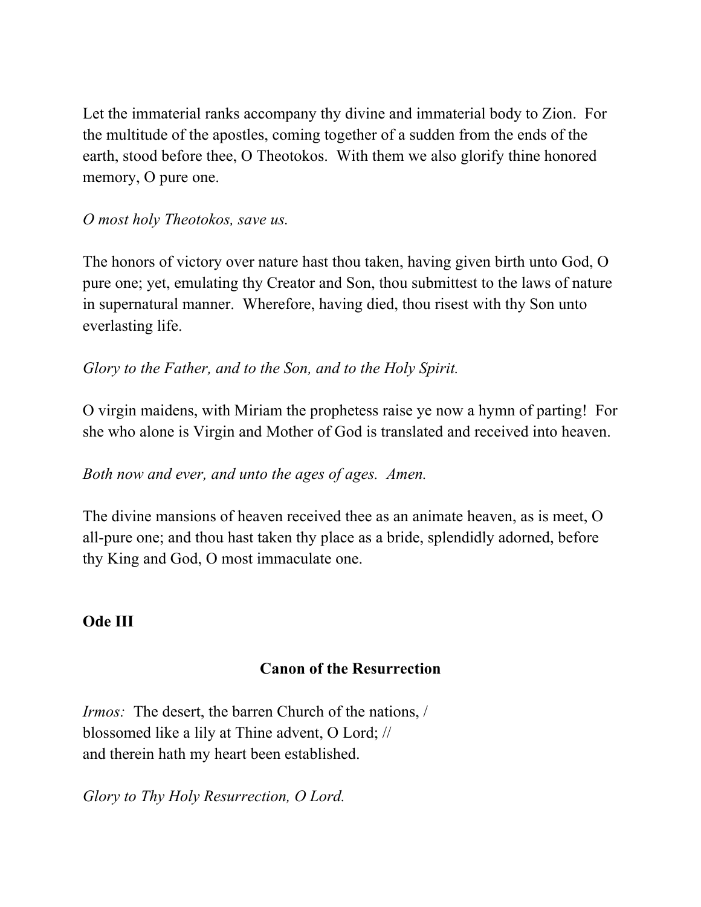Let the immaterial ranks accompany thy divine and immaterial body to Zion. For the multitude of the apostles, coming together of a sudden from the ends of the earth, stood before thee, O Theotokos. With them we also glorify thine honored memory, O pure one.

*O most holy Theotokos, save us.*

The honors of victory over nature hast thou taken, having given birth unto God, O pure one; yet, emulating thy Creator and Son, thou submittest to the laws of nature in supernatural manner. Wherefore, having died, thou risest with thy Son unto everlasting life.

*Glory to the Father, and to the Son, and to the Holy Spirit.*

O virgin maidens, with Miriam the prophetess raise ye now a hymn of parting! For she who alone is Virgin and Mother of God is translated and received into heaven.

*Both now and ever, and unto the ages of ages. Amen.*

The divine mansions of heaven received thee as an animate heaven, as is meet, O all-pure one; and thou hast taken thy place as a bride, splendidly adorned, before thy King and God, O most immaculate one.

**Ode III**

### Canon of the Resurrection

*Irmos:* The desert, the barren Church of the nations, /
blossomed like a lily at Thine advent, O Lord; //
and therein hath my heart been established.

*Glory to Thy Holy Resurrection, O Lord.*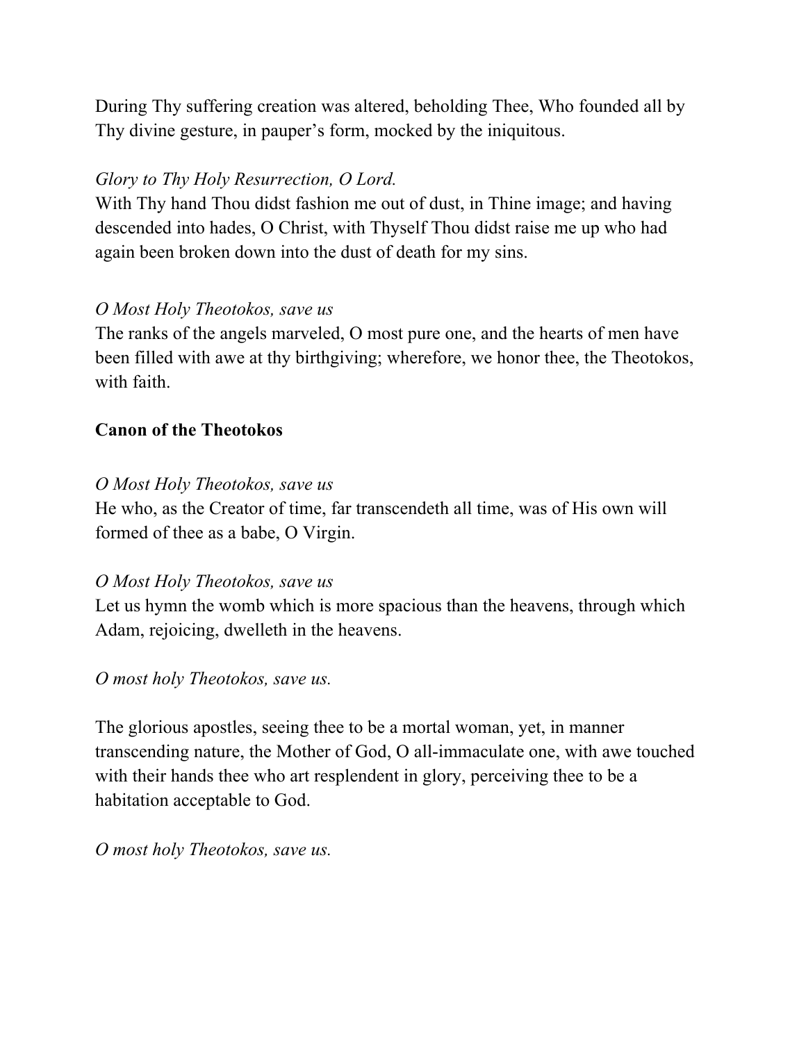During Thy suffering creation was altered, beholding Thee, Who founded all by Thy divine gesture, in pauper's form, mocked by the iniquitous.

*Glory to Thy Holy Resurrection, O Lord.*
With Thy hand Thou didst fashion me out of dust, in Thine image; and having descended into hades, O Christ, with Thyself Thou didst raise me up who had again been broken down into the dust of death for my sins.

*O Most Holy Theotokos, save us*
The ranks of the angels marveled, O most pure one, and the hearts of men have been filled with awe at thy birthgiving; wherefore, we honor thee, the Theotokos, with faith.

**Canon of the Theotokos**

*O Most Holy Theotokos, save us*
He who, as the Creator of time, far transcendeth all time, was of His own will formed of thee as a babe, O Virgin.

*O Most Holy Theotokos, save us*
Let us hymn the womb which is more spacious than the heavens, through which Adam, rejoicing, dwelleth in the heavens.

*O most holy Theotokos, save us.*

The glorious apostles, seeing thee to be a mortal woman, yet, in manner transcending nature, the Mother of God, O all-immaculate one, with awe touched with their hands thee who art resplendent in glory, perceiving thee to be a habitation acceptable to God.

*O most holy Theotokos, save us.*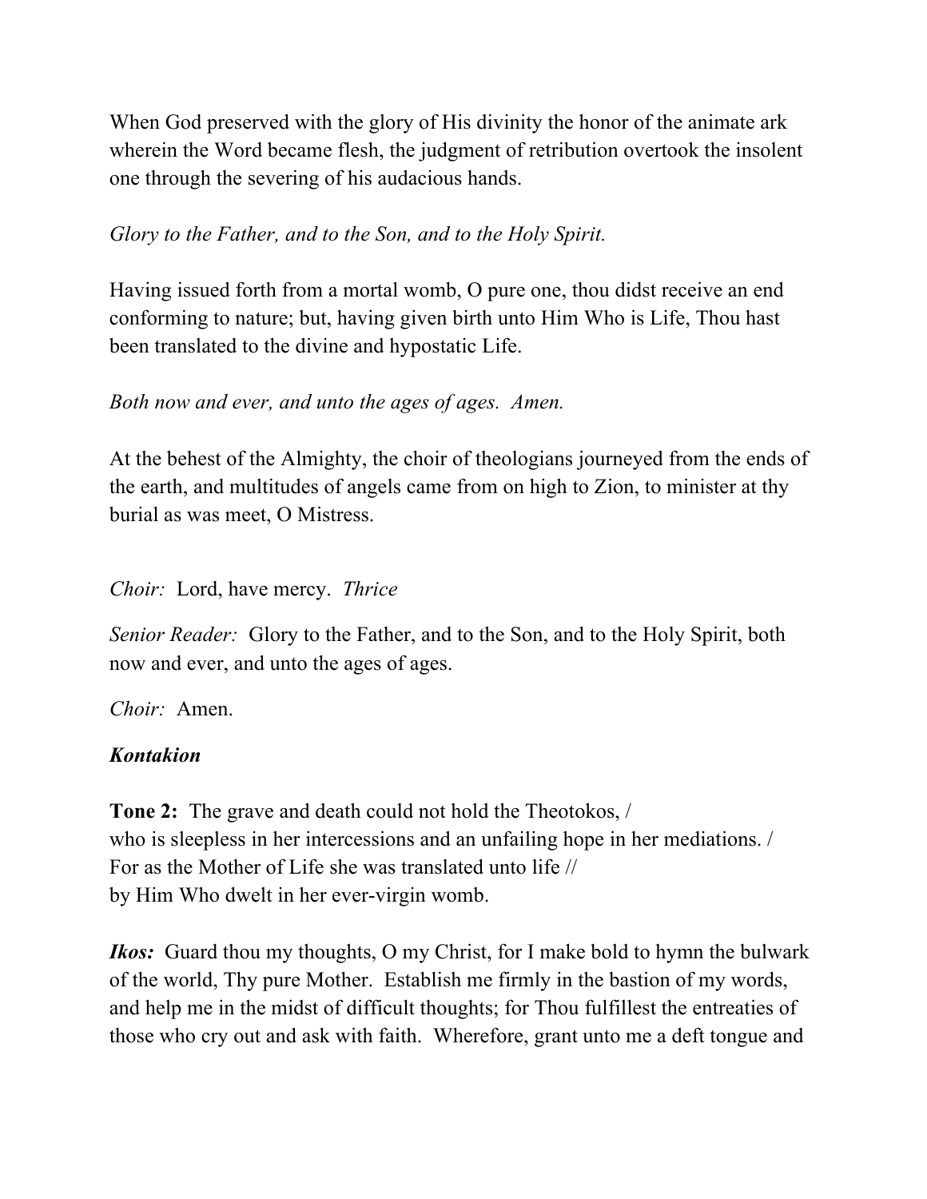When God preserved with the glory of His divinity the honor of the animate ark wherein the Word became flesh, the judgment of retribution overtook the insolent one through the severing of his audacious hands.

*Glory to the Father, and to the Son, and to the Holy Spirit.*

Having issued forth from a mortal womb, O pure one, thou didst receive an end conforming to nature; but, having given birth unto Him Who is Life, Thou hast been translated to the divine and hypostatic Life.

*Both now and ever, and unto the ages of ages. Amen.*

At the behest of the Almighty, the choir of theologians journeyed from the ends of the earth, and multitudes of angels came from on high to Zion, to minister at thy burial as was meet, O Mistress.

*Choir:* Lord, have mercy. *Thrice*

*Senior Reader:* Glory to the Father, and to the Son, and to the Holy Spirit, both now and ever, and unto the ages of ages.

*Choir:* Amen.

***Kontakion***

**Tone 2:** The grave and death could not hold the Theotokos, /
who is sleepless in her intercessions and an unfailing hope in her mediations. /
For as the Mother of Life she was translated unto life //
by Him Who dwelt in her ever-virgin womb.

***Ikos:*** Guard thou my thoughts, O my Christ, for I make bold to hymn the bulwark of the world, Thy pure Mother. Establish me firmly in the bastion of my words, and help me in the midst of difficult thoughts; for Thou fulfillest the entreaties of those who cry out and ask with faith. Wherefore, grant unto me a deft tongue and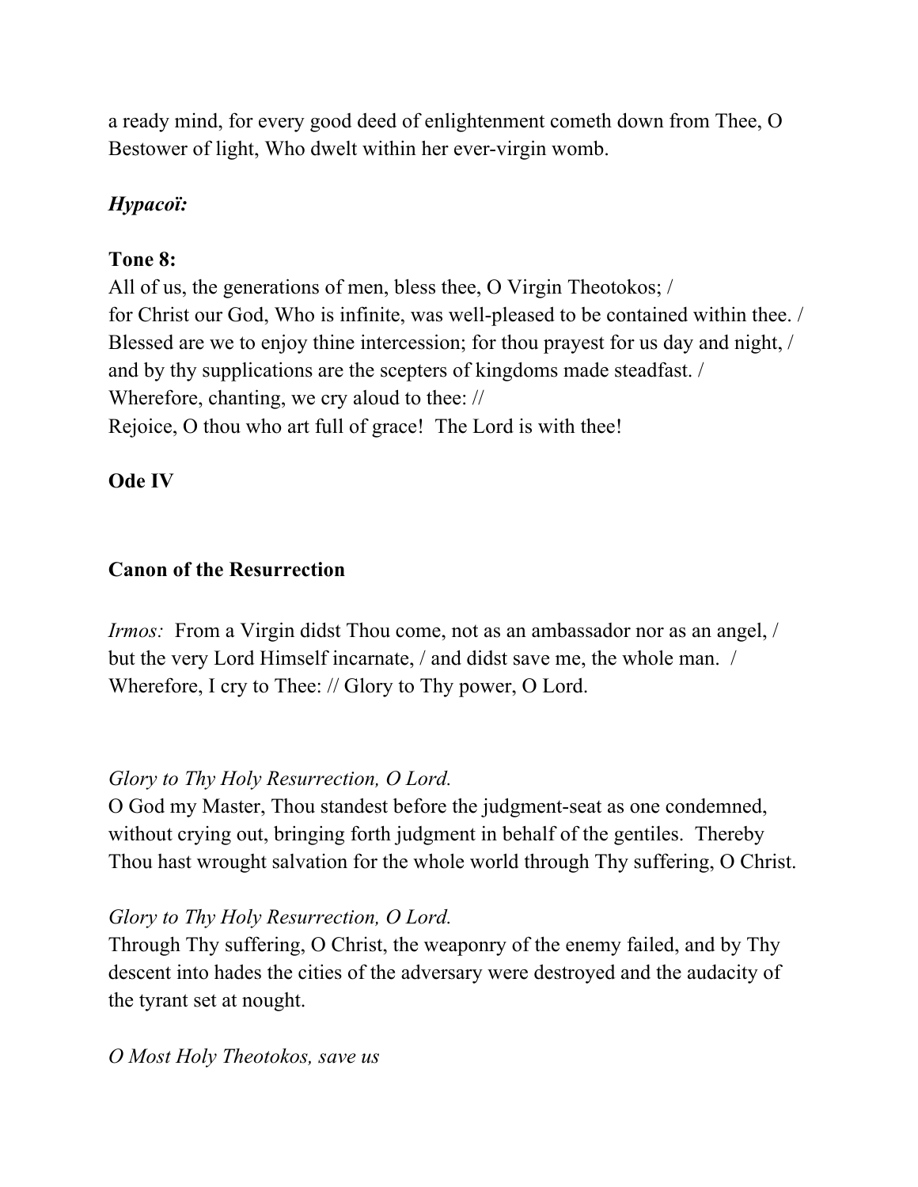a ready mind, for every good deed of enlightenment cometh down from Thee, O Bestower of light, Who dwelt within her ever-virgin womb.

***Hypacoï:***

**Tone 8:**
All of us, the generations of men, bless thee, O Virgin Theotokos; /
for Christ our God, Who is infinite, was well-pleased to be contained within thee. /
Blessed are we to enjoy thine intercession; for thou prayest for us day and night, /
and by thy supplications are the scepters of kingdoms made steadfast. /
Wherefore, chanting, we cry aloud to thee: //
Rejoice, O thou who art full of grace! The Lord is with thee!

**Ode IV**

**Canon of the Resurrection**

*Irmos:* From a Virgin didst Thou come, not as an ambassador nor as an angel, / but the very Lord Himself incarnate, / and didst save me, the whole man. / Wherefore, I cry to Thee: // Glory to Thy power, O Lord.

*Glory to Thy Holy Resurrection, O Lord.*
O God my Master, Thou standest before the judgment-seat as one condemned, without crying out, bringing forth judgment in behalf of the gentiles. Thereby Thou hast wrought salvation for the whole world through Thy suffering, O Christ.

*Glory to Thy Holy Resurrection, O Lord.*
Through Thy suffering, O Christ, the weaponry of the enemy failed, and by Thy descent into hades the cities of the adversary were destroyed and the audacity of the tyrant set at nought.

*O Most Holy Theotokos, save us*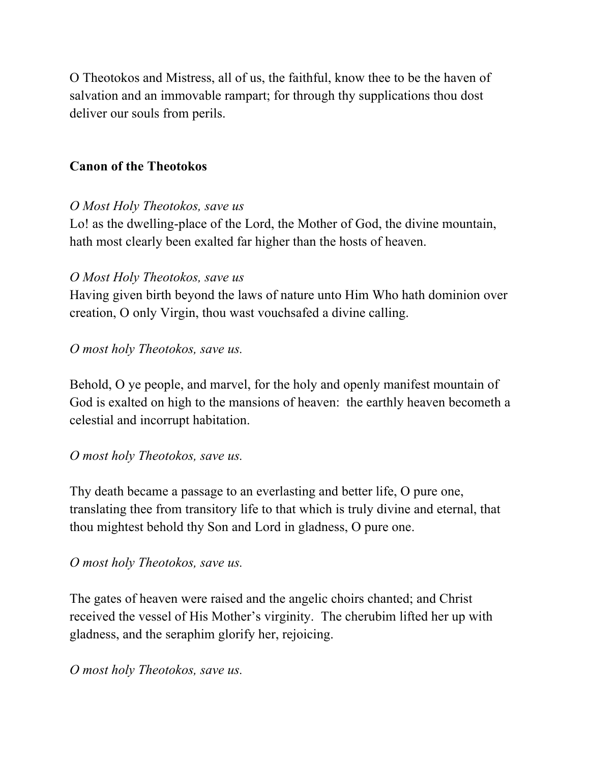O Theotokos and Mistress, all of us, the faithful, know thee to be the haven of salvation and an immovable rampart; for through thy supplications thou dost deliver our souls from perils.

**Canon of the Theotokos**

*O Most Holy Theotokos, save us*
Lo! as the dwelling-place of the Lord, the Mother of God, the divine mountain, hath most clearly been exalted far higher than the hosts of heaven.

*O Most Holy Theotokos, save us*
Having given birth beyond the laws of nature unto Him Who hath dominion over creation, O only Virgin, thou wast vouchsafed a divine calling.

*O most holy Theotokos, save us.*

Behold, O ye people, and marvel, for the holy and openly manifest mountain of God is exalted on high to the mansions of heaven: the earthly heaven becometh a celestial and incorrupt habitation.

*O most holy Theotokos, save us.*

Thy death became a passage to an everlasting and better life, O pure one, translating thee from transitory life to that which is truly divine and eternal, that thou mightest behold thy Son and Lord in gladness, O pure one.

*O most holy Theotokos, save us.*

The gates of heaven were raised and the angelic choirs chanted; and Christ received the vessel of His Mother's virginity. The cherubim lifted her up with gladness, and the seraphim glorify her, rejoicing.

*O most holy Theotokos, save us.*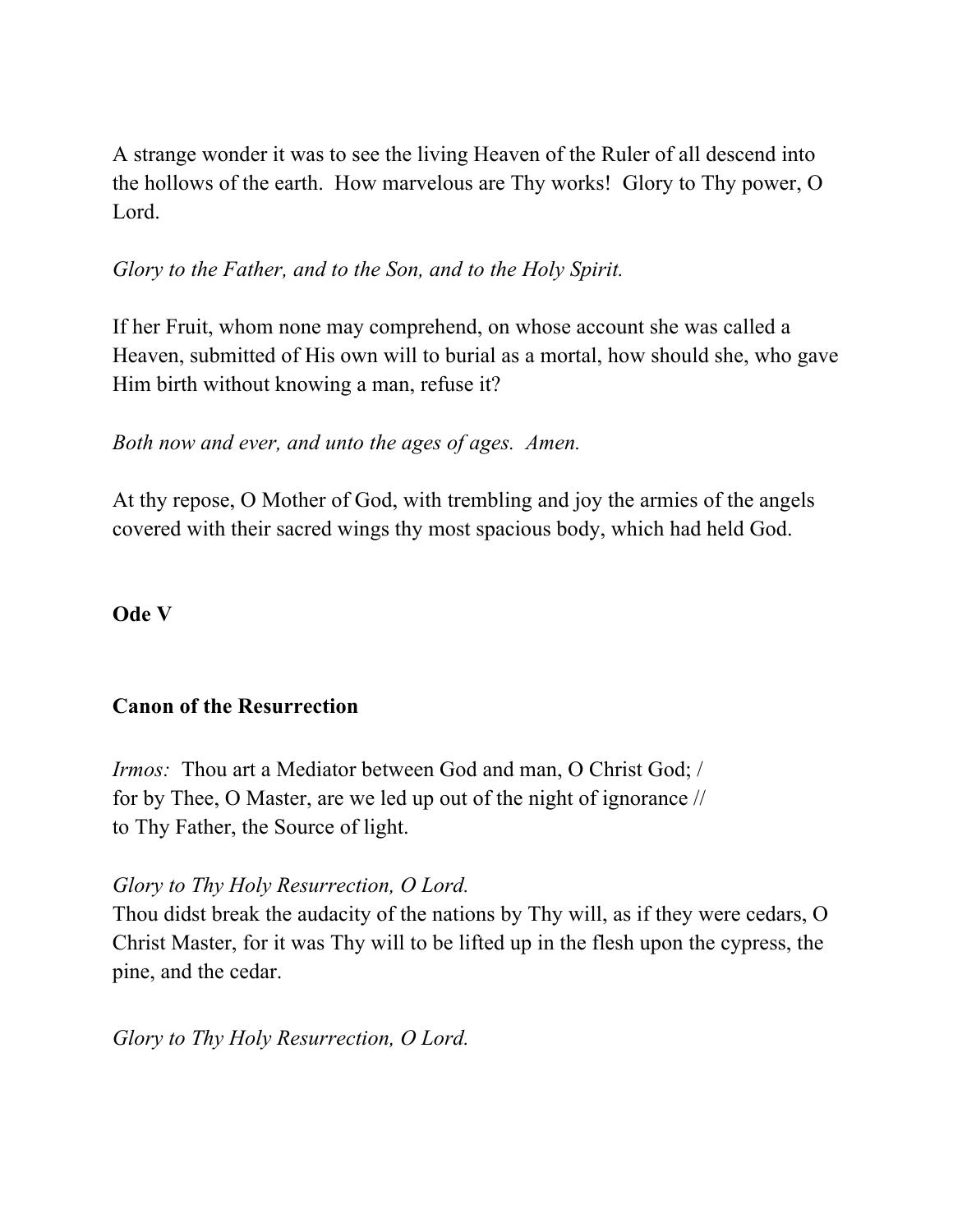A strange wonder it was to see the living Heaven of the Ruler of all descend into the hollows of the earth. How marvelous are Thy works! Glory to Thy power, O Lord.

*Glory to the Father, and to the Son, and to the Holy Spirit.*

If her Fruit, whom none may comprehend, on whose account she was called a Heaven, submitted of His own will to burial as a mortal, how should she, who gave Him birth without knowing a man, refuse it?

*Both now and ever, and unto the ages of ages. Amen.*

At thy repose, O Mother of God, with trembling and joy the armies of the angels covered with their sacred wings thy most spacious body, which had held God.

**Ode V**

**Canon of the Resurrection**

*Irmos:* Thou art a Mediator between God and man, O Christ God; /
for by Thee, O Master, are we led up out of the night of ignorance //
to Thy Father, the Source of light.

*Glory to Thy Holy Resurrection, O Lord.*
Thou didst break the audacity of the nations by Thy will, as if they were cedars, O Christ Master, for it was Thy will to be lifted up in the flesh upon the cypress, the pine, and the cedar.

*Glory to Thy Holy Resurrection, O Lord.*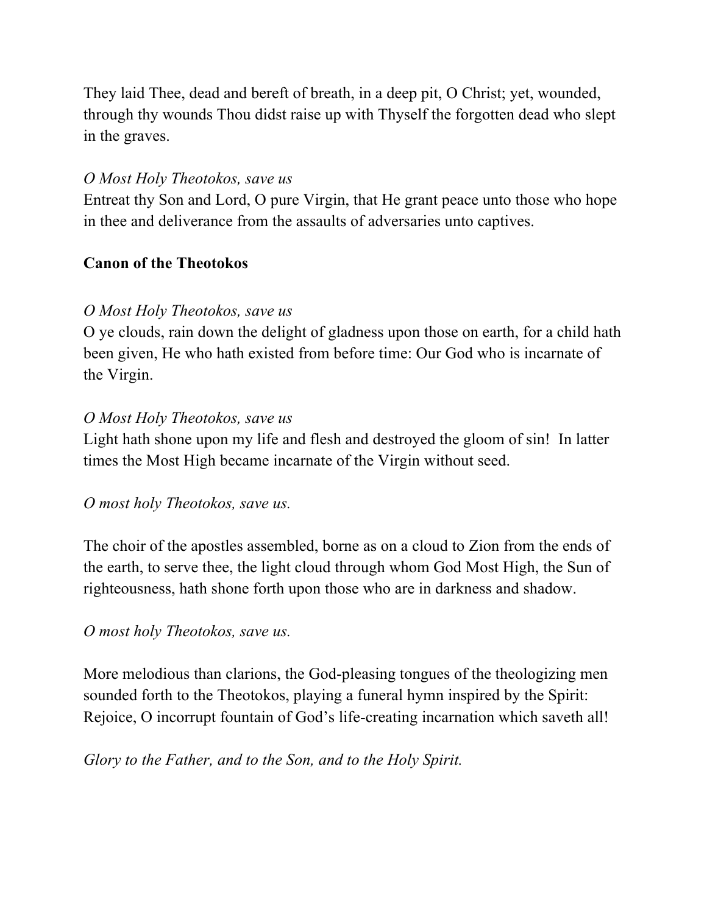They laid Thee, dead and bereft of breath, in a deep pit, O Christ; yet, wounded, through thy wounds Thou didst raise up with Thyself the forgotten dead who slept in the graves.

*O Most Holy Theotokos, save us*
Entreat thy Son and Lord, O pure Virgin, that He grant peace unto those who hope in thee and deliverance from the assaults of adversaries unto captives.

**Canon of the Theotokos**

*O Most Holy Theotokos, save us*
O ye clouds, rain down the delight of gladness upon those on earth, for a child hath been given, He who hath existed from before time: Our God who is incarnate of the Virgin.

*O Most Holy Theotokos, save us*
Light hath shone upon my life and flesh and destroyed the gloom of sin! In latter times the Most High became incarnate of the Virgin without seed.

*O most holy Theotokos, save us.*

The choir of the apostles assembled, borne as on a cloud to Zion from the ends of the earth, to serve thee, the light cloud through whom God Most High, the Sun of righteousness, hath shone forth upon those who are in darkness and shadow.

*O most holy Theotokos, save us.*

More melodious than clarions, the God-pleasing tongues of the theologizing men sounded forth to the Theotokos, playing a funeral hymn inspired by the Spirit: Rejoice, O incorrupt fountain of God's life-creating incarnation which saveth all!

*Glory to the Father, and to the Son, and to the Holy Spirit.*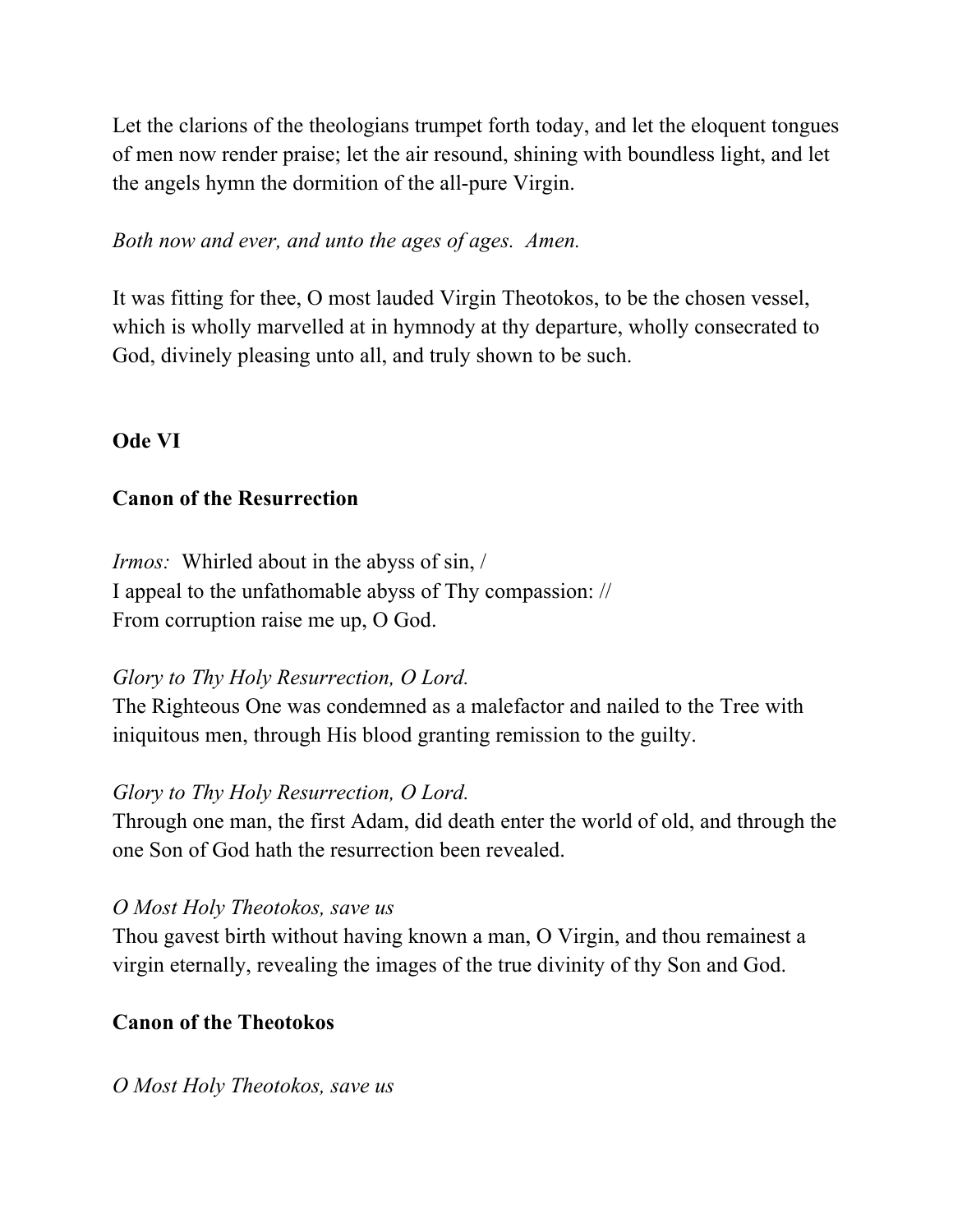Let the clarions of the theologians trumpet forth today, and let the eloquent tongues of men now render praise; let the air resound, shining with boundless light, and let the angels hymn the dormition of the all-pure Virgin.

*Both now and ever, and unto the ages of ages. Amen.*

It was fitting for thee, O most lauded Virgin Theotokos, to be the chosen vessel, which is wholly marvelled at in hymnody at thy departure, wholly consecrated to God, divinely pleasing unto all, and truly shown to be such.

**Ode VI**

**Canon of the Resurrection**

*Irmos:* Whirled about in the abyss of sin, /  
I appeal to the unfathomable abyss of Thy compassion: //  
From corruption raise me up, O God.

*Glory to Thy Holy Resurrection, O Lord.*  
The Righteous One was condemned as a malefactor and nailed to the Tree with iniquitous men, through His blood granting remission to the guilty.

*Glory to Thy Holy Resurrection, O Lord.*  
Through one man, the first Adam, did death enter the world of old, and through the one Son of God hath the resurrection been revealed.

*O Most Holy Theotokos, save us*  
Thou gavest birth without having known a man, O Virgin, and thou remainest a virgin eternally, revealing the images of the true divinity of thy Son and God.

**Canon of the Theotokos**

*O Most Holy Theotokos, save us*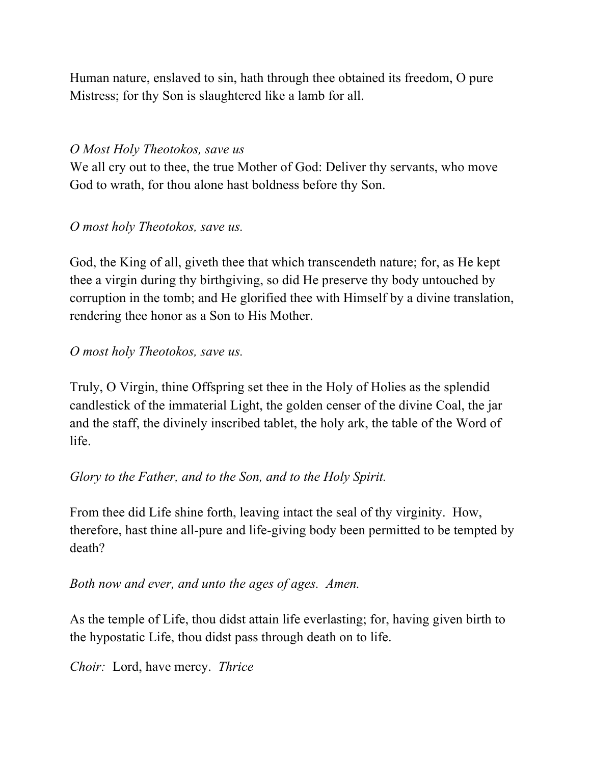Human nature, enslaved to sin, hath through thee obtained its freedom, O pure Mistress; for thy Son is slaughtered like a lamb for all.

*O Most Holy Theotokos, save us*

We all cry out to thee, the true Mother of God: Deliver thy servants, who move God to wrath, for thou alone hast boldness before thy Son.

*O most holy Theotokos, save us.*

God, the King of all, giveth thee that which transcendeth nature; for, as He kept thee a virgin during thy birthgiving, so did He preserve thy body untouched by corruption in the tomb; and He glorified thee with Himself by a divine translation, rendering thee honor as a Son to His Mother.

*O most holy Theotokos, save us.*

Truly, O Virgin, thine Offspring set thee in the Holy of Holies as the splendid candlestick of the immaterial Light, the golden censer of the divine Coal, the jar and the staff, the divinely inscribed tablet, the holy ark, the table of the Word of life.

*Glory to the Father, and to the Son, and to the Holy Spirit.*

From thee did Life shine forth, leaving intact the seal of thy virginity. How, therefore, hast thine all-pure and life-giving body been permitted to be tempted by death?

*Both now and ever, and unto the ages of ages. Amen.*

As the temple of Life, thou didst attain life everlasting; for, having given birth to the hypostatic Life, thou didst pass through death on to life.

*Choir:* Lord, have mercy. *Thrice*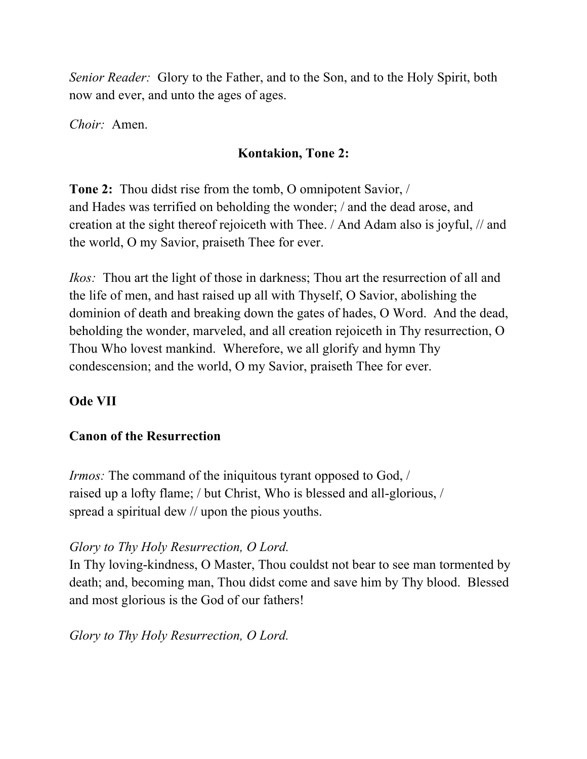*Senior Reader:* Glory to the Father, and to the Son, and to the Holy Spirit, both now and ever, and unto the ages of ages.

*Choir:* Amen.

**Kontakion, Tone 2:**

**Tone 2:** Thou didst rise from the tomb, O omnipotent Savior, / and Hades was terrified on beholding the wonder; / and the dead arose, and creation at the sight thereof rejoiceth with Thee. / And Adam also is joyful, // and the world, O my Savior, praiseth Thee for ever.

*Ikos:* Thou art the light of those in darkness; Thou art the resurrection of all and the life of men, and hast raised up all with Thyself, O Savior, abolishing the dominion of death and breaking down the gates of hades, O Word. And the dead, beholding the wonder, marveled, and all creation rejoiceth in Thy resurrection, O Thou Who lovest mankind. Wherefore, we all glorify and hymn Thy condescension; and the world, O my Savior, praiseth Thee for ever.

**Ode VII**

**Canon of the Resurrection**

*Irmos:* The command of the iniquitous tyrant opposed to God, / raised up a lofty flame; / but Christ, Who is blessed and all-glorious, / spread a spiritual dew // upon the pious youths.

*Glory to Thy Holy Resurrection, O Lord.*
In Thy loving-kindness, O Master, Thou couldst not bear to see man tormented by death; and, becoming man, Thou didst come and save him by Thy blood. Blessed and most glorious is the God of our fathers!

*Glory to Thy Holy Resurrection, O Lord.*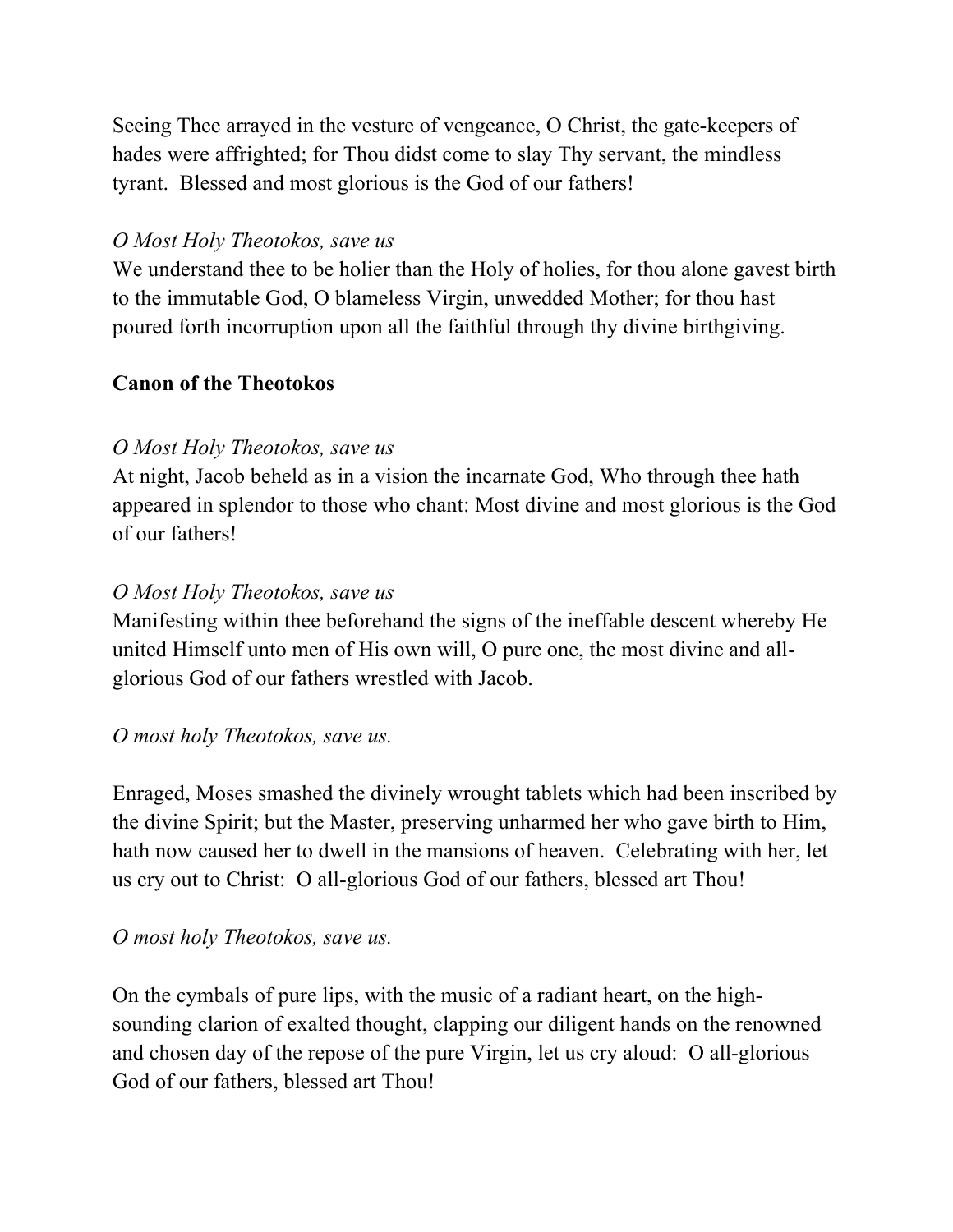Seeing Thee arrayed in the vesture of vengeance, O Christ, the gate-keepers of hades were affrighted; for Thou didst come to slay Thy servant, the mindless tyrant. Blessed and most glorious is the God of our fathers!

*O Most Holy Theotokos, save us*
We understand thee to be holier than the Holy of holies, for thou alone gavest birth to the immutable God, O blameless Virgin, unwedded Mother; for thou hast poured forth incorruption upon all the faithful through thy divine birthgiving.

**Canon of the Theotokos**

*O Most Holy Theotokos, save us*
At night, Jacob beheld as in a vision the incarnate God, Who through thee hath appeared in splendor to those who chant: Most divine and most glorious is the God of our fathers!

*O Most Holy Theotokos, save us*
Manifesting within thee beforehand the signs of the ineffable descent whereby He united Himself unto men of His own will, O pure one, the most divine and all-glorious God of our fathers wrestled with Jacob.

*O most holy Theotokos, save us.*

Enraged, Moses smashed the divinely wrought tablets which had been inscribed by the divine Spirit; but the Master, preserving unharmed her who gave birth to Him, hath now caused her to dwell in the mansions of heaven. Celebrating with her, let us cry out to Christ: O all-glorious God of our fathers, blessed art Thou!

*O most holy Theotokos, save us.*

On the cymbals of pure lips, with the music of a radiant heart, on the high-sounding clarion of exalted thought, clapping our diligent hands on the renowned and chosen day of the repose of the pure Virgin, let us cry aloud: O all-glorious God of our fathers, blessed art Thou!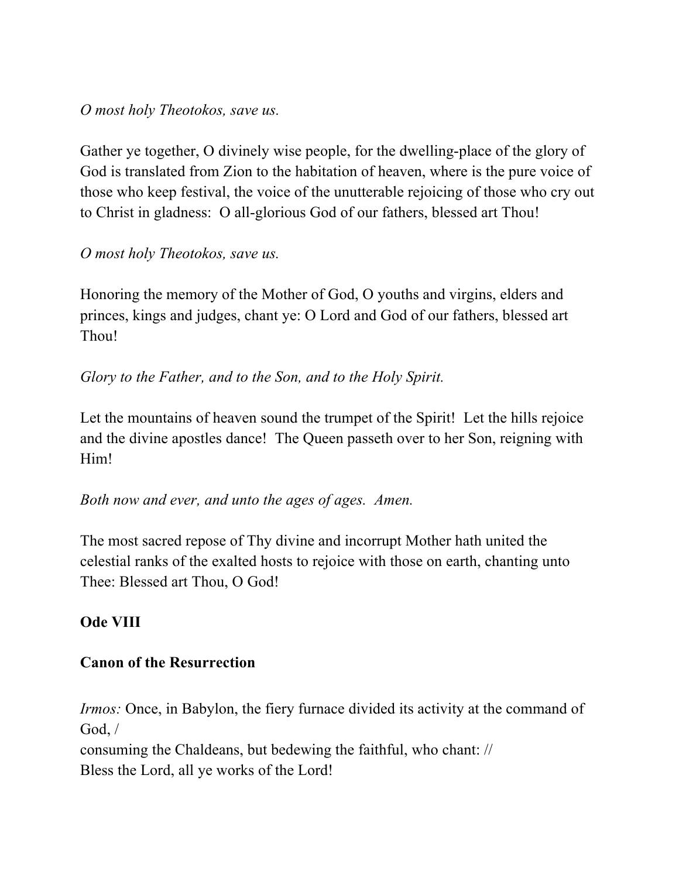*O most holy Theotokos, save us.*

Gather ye together, O divinely wise people, for the dwelling-place of the glory of God is translated from Zion to the habitation of heaven, where is the pure voice of those who keep festival, the voice of the unutterable rejoicing of those who cry out to Christ in gladness: O all-glorious God of our fathers, blessed art Thou!

*O most holy Theotokos, save us.*

Honoring the memory of the Mother of God, O youths and virgins, elders and princes, kings and judges, chant ye: O Lord and God of our fathers, blessed art Thou!

*Glory to the Father, and to the Son, and to the Holy Spirit.*

Let the mountains of heaven sound the trumpet of the Spirit! Let the hills rejoice and the divine apostles dance! The Queen passeth over to her Son, reigning with Him!

*Both now and ever, and unto the ages of ages. Amen.*

The most sacred repose of Thy divine and incorrupt Mother hath united the celestial ranks of the exalted hosts to rejoice with those on earth, chanting unto Thee: Blessed art Thou, O God!

**Ode VIII**

**Canon of the Resurrection**

*Irmos:* Once, in Babylon, the fiery furnace divided its activity at the command of God, /
consuming the Chaldeans, but bedewing the faithful, who chant: //
Bless the Lord, all ye works of the Lord!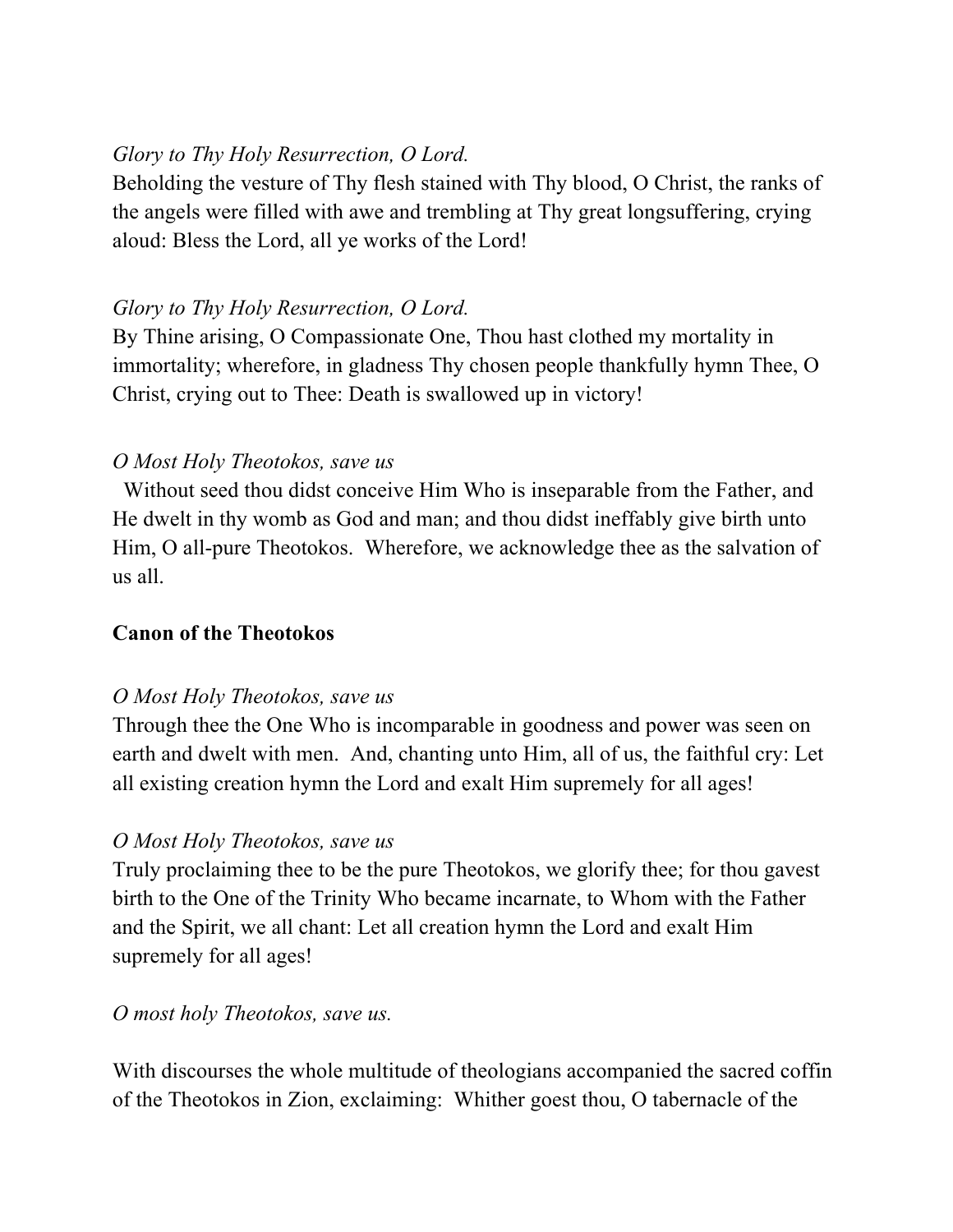*Glory to Thy Holy Resurrection, O Lord.*
Beholding the vesture of Thy flesh stained with Thy blood, O Christ, the ranks of the angels were filled with awe and trembling at Thy great longsuffering, crying aloud: Bless the Lord, all ye works of the Lord!

*Glory to Thy Holy Resurrection, O Lord.*
By Thine arising, O Compassionate One, Thou hast clothed my mortality in immortality; wherefore, in gladness Thy chosen people thankfully hymn Thee, O Christ, crying out to Thee: Death is swallowed up in victory!

*O Most Holy Theotokos, save us*
Without seed thou didst conceive Him Who is inseparable from the Father, and He dwelt in thy womb as God and man; and thou didst ineffably give birth unto Him, O all-pure Theotokos. Wherefore, we acknowledge thee as the salvation of us all.

**Canon of the Theotokos**

*O Most Holy Theotokos, save us*
Through thee the One Who is incomparable in goodness and power was seen on earth and dwelt with men. And, chanting unto Him, all of us, the faithful cry: Let all existing creation hymn the Lord and exalt Him supremely for all ages!

*O Most Holy Theotokos, save us*
Truly proclaiming thee to be the pure Theotokos, we glorify thee; for thou gavest birth to the One of the Trinity Who became incarnate, to Whom with the Father and the Spirit, we all chant: Let all creation hymn the Lord and exalt Him supremely for all ages!

*O most holy Theotokos, save us.*

With discourses the whole multitude of theologians accompanied the sacred coffin of the Theotokos in Zion, exclaiming: Whither goest thou, O tabernacle of the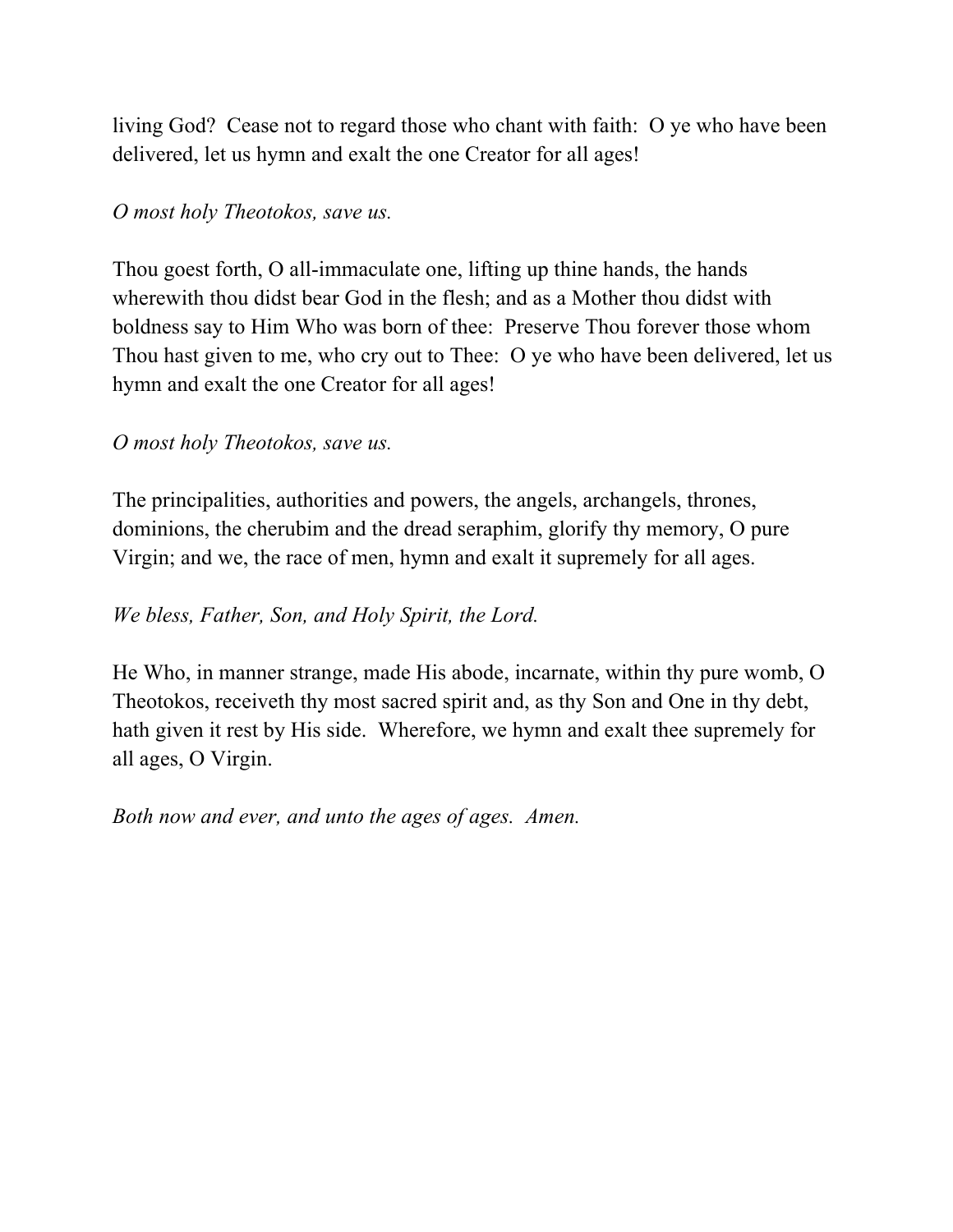living God?  Cease not to regard those who chant with faith:  O ye who have been delivered, let us hymn and exalt the one Creator for all ages!

*O most holy Theotokos, save us.*

Thou goest forth, O all-immaculate one, lifting up thine hands, the hands wherewith thou didst bear God in the flesh; and as a Mother thou didst with boldness say to Him Who was born of thee:  Preserve Thou forever those whom Thou hast given to me, who cry out to Thee:  O ye who have been delivered, let us hymn and exalt the one Creator for all ages!

*O most holy Theotokos, save us.*

The principalities, authorities and powers, the angels, archangels, thrones, dominions, the cherubim and the dread seraphim, glorify thy memory, O pure Virgin; and we, the race of men, hymn and exalt it supremely for all ages.

*We bless, Father, Son, and Holy Spirit, the Lord.*

He Who, in manner strange, made His abode, incarnate, within thy pure womb, O Theotokos, receiveth thy most sacred spirit and, as thy Son and One in thy debt, hath given it rest by His side.  Wherefore, we hymn and exalt thee supremely for all ages, O Virgin.

*Both now and ever, and unto the ages of ages.  Amen.*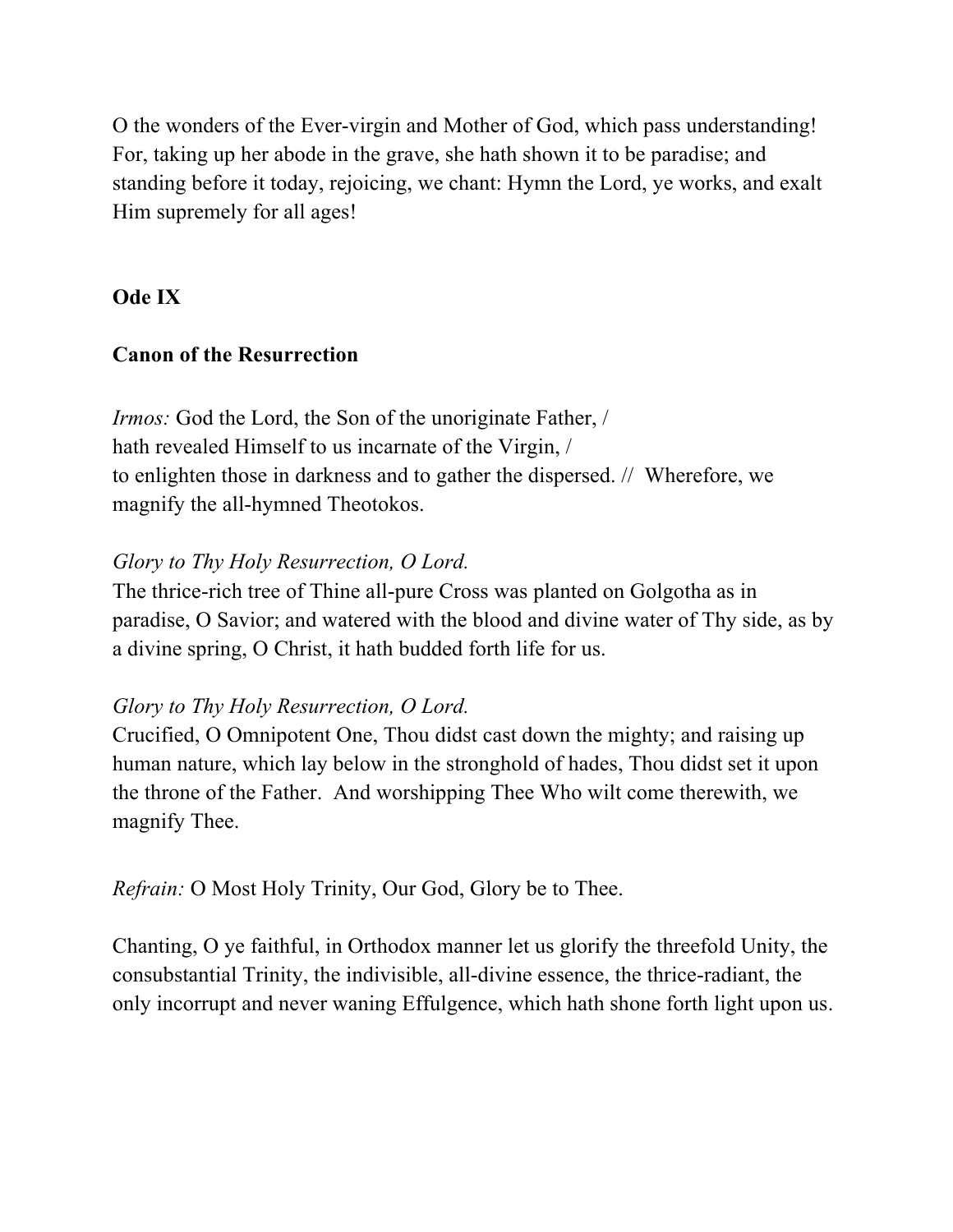O the wonders of the Ever-virgin and Mother of God, which pass understanding! For, taking up her abode in the grave, she hath shown it to be paradise; and standing before it today, rejoicing, we chant: Hymn the Lord, ye works, and exalt Him supremely for all ages!

**Ode IX**

**Canon of the Resurrection**

*Irmos:* God the Lord, the Son of the unoriginate Father, /
hath revealed Himself to us incarnate of the Virgin, /
to enlighten those in darkness and to gather the dispersed. // Wherefore, we magnify the all-hymned Theotokos.

*Glory to Thy Holy Resurrection, O Lord.*
The thrice-rich tree of Thine all-pure Cross was planted on Golgotha as in paradise, O Savior; and watered with the blood and divine water of Thy side, as by a divine spring, O Christ, it hath budded forth life for us.

*Glory to Thy Holy Resurrection, O Lord.*
Crucified, O Omnipotent One, Thou didst cast down the mighty; and raising up human nature, which lay below in the stronghold of hades, Thou didst set it upon the throne of the Father. And worshipping Thee Who wilt come therewith, we magnify Thee.

*Refrain:* O Most Holy Trinity, Our God, Glory be to Thee.

Chanting, O ye faithful, in Orthodox manner let us glorify the threefold Unity, the consubstantial Trinity, the indivisible, all-divine essence, the thrice-radiant, the only incorrupt and never waning Effulgence, which hath shone forth light upon us.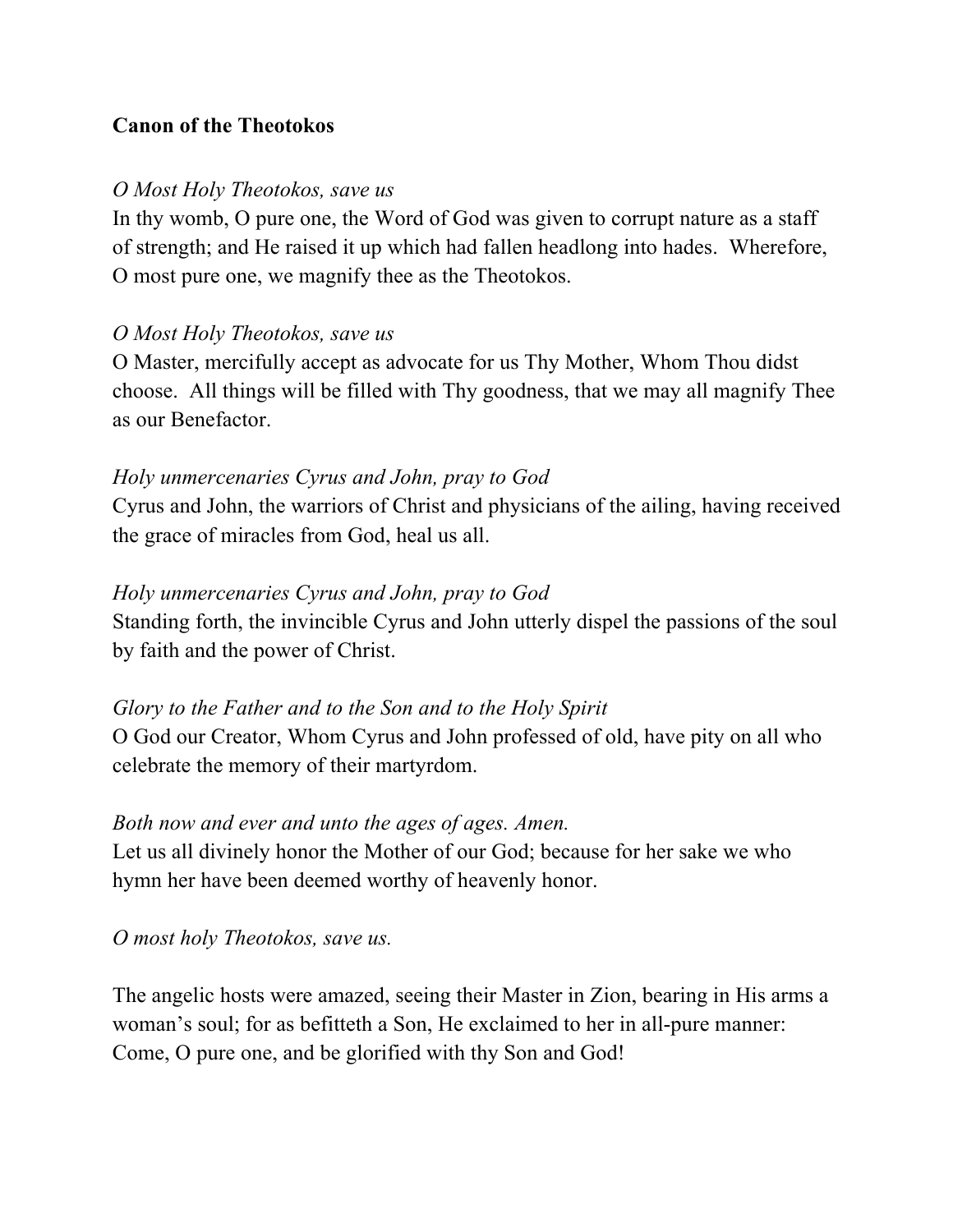**Canon of the Theotokos**

*O Most Holy Theotokos, save us*
In thy womb, O pure one, the Word of God was given to corrupt nature as a staff of strength; and He raised it up which had fallen headlong into hades. Wherefore, O most pure one, we magnify thee as the Theotokos.

*O Most Holy Theotokos, save us*
O Master, mercifully accept as advocate for us Thy Mother, Whom Thou didst choose. All things will be filled with Thy goodness, that we may all magnify Thee as our Benefactor.

*Holy unmercenaries Cyrus and John, pray to God*
Cyrus and John, the warriors of Christ and physicians of the ailing, having received the grace of miracles from God, heal us all.

*Holy unmercenaries Cyrus and John, pray to God*
Standing forth, the invincible Cyrus and John utterly dispel the passions of the soul by faith and the power of Christ.

*Glory to the Father and to the Son and to the Holy Spirit*
O God our Creator, Whom Cyrus and John professed of old, have pity on all who celebrate the memory of their martyrdom.

*Both now and ever and unto the ages of ages. Amen.*
Let us all divinely honor the Mother of our God; because for her sake we who hymn her have been deemed worthy of heavenly honor.

*O most holy Theotokos, save us.*

The angelic hosts were amazed, seeing their Master in Zion, bearing in His arms a woman's soul; for as befitteth a Son, He exclaimed to her in all-pure manner: Come, O pure one, and be glorified with thy Son and God!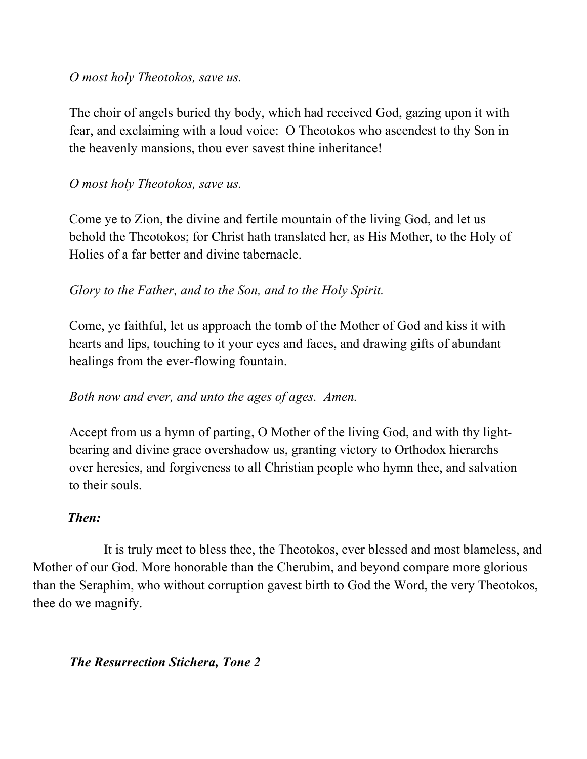*O most holy Theotokos, save us.*

The choir of angels buried thy body, which had received God, gazing upon it with fear, and exclaiming with a loud voice: O Theotokos who ascendest to thy Son in the heavenly mansions, thou ever savest thine inheritance!

*O most holy Theotokos, save us.*

Come ye to Zion, the divine and fertile mountain of the living God, and let us behold the Theotokos; for Christ hath translated her, as His Mother, to the Holy of Holies of a far better and divine tabernacle.

*Glory to the Father, and to the Son, and to the Holy Spirit.*

Come, ye faithful, let us approach the tomb of the Mother of God and kiss it with hearts and lips, touching to it your eyes and faces, and drawing gifts of abundant healings from the ever-flowing fountain.

*Both now and ever, and unto the ages of ages. Amen.*

Accept from us a hymn of parting, O Mother of the living God, and with thy light-bearing and divine grace overshadow us, granting victory to Orthodox hierarchs over heresies, and forgiveness to all Christian people who hymn thee, and salvation to their souls.

***Then:***

It is truly meet to bless thee, the Theotokos, ever blessed and most blameless, and Mother of our God. More honorable than the Cherubim, and beyond compare more glorious than the Seraphim, who without corruption gavest birth to God the Word, the very Theotokos, thee do we magnify.

***The Resurrection Stichera, Tone 2***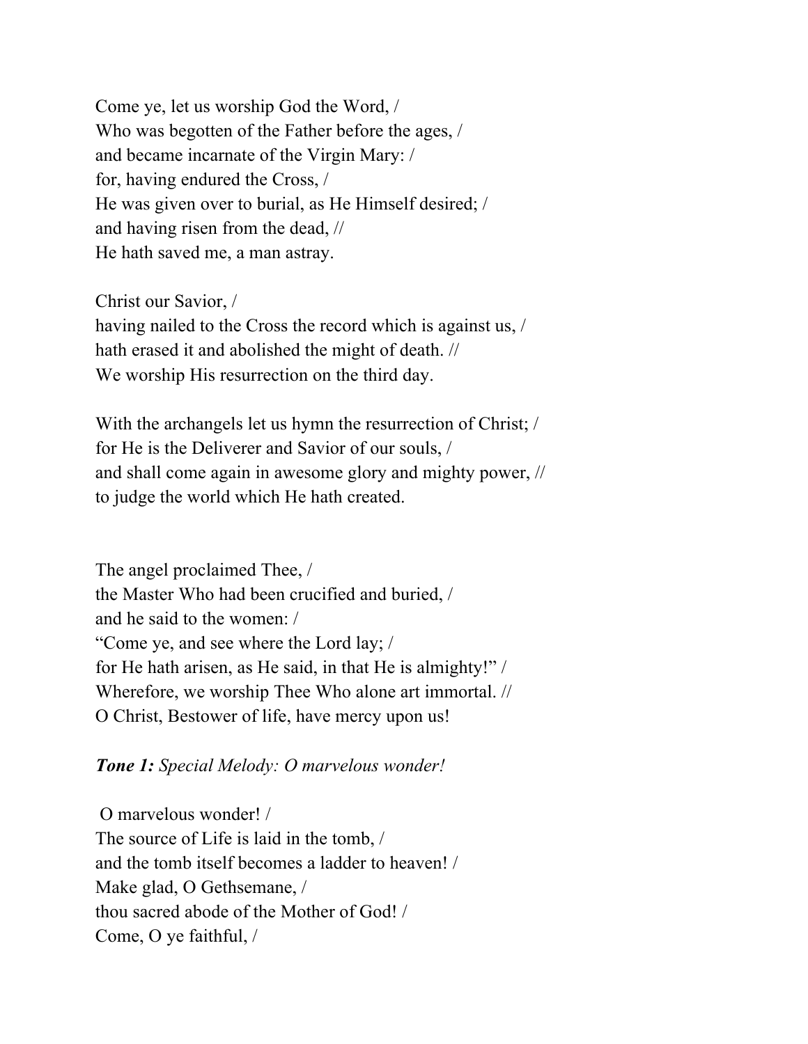Come ye, let us worship God the Word, /
Who was begotten of the Father before the ages, /
and became incarnate of the Virgin Mary: /
for, having endured the Cross, /
He was given over to burial, as He Himself desired; /
and having risen from the dead, //
He hath saved me, a man astray.

Christ our Savior, /
having nailed to the Cross the record which is against us, /
hath erased it and abolished the might of death. //
We worship His resurrection on the third day.

With the archangels let us hymn the resurrection of Christ; /
for He is the Deliverer and Savior of our souls, /
and shall come again in awesome glory and mighty power, //
to judge the world which He hath created.

The angel proclaimed Thee, /
the Master Who had been crucified and buried, /
and he said to the women: /
"Come ye, and see where the Lord lay; /
for He hath arisen, as He said, in that He is almighty!" /
Wherefore, we worship Thee Who alone art immortal. //
O Christ, Bestower of life, have mercy upon us!

***Tone 1:*** *Special Melody: O marvelous wonder!*

O marvelous wonder! /
The source of Life is laid in the tomb, /
and the tomb itself becomes a ladder to heaven! /
Make glad, O Gethsemane, /
thou sacred abode of the Mother of God! /
Come, O ye faithful, /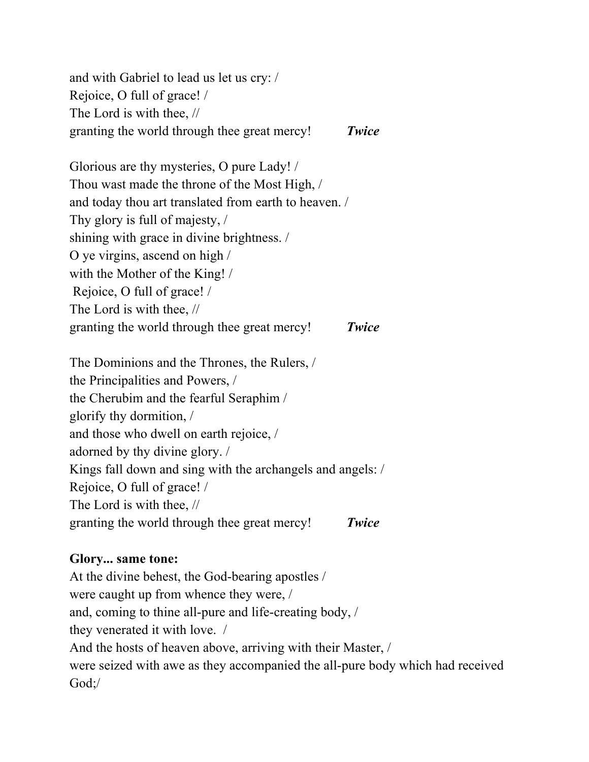and with Gabriel to lead us let us cry: /
Rejoice, O full of grace! /
The Lord is with thee, //
granting the world through thee great mercy! ***Twice***

Glorious are thy mysteries, O pure Lady! /
Thou wast made the throne of the Most High, /
and today thou art translated from earth to heaven. /
Thy glory is full of majesty, /
shining with grace in divine brightness. /
O ye virgins, ascend on high /
with the Mother of the King! /
Rejoice, O full of grace! /
The Lord is with thee, //
granting the world through thee great mercy! ***Twice***

The Dominions and the Thrones, the Rulers, /
the Principalities and Powers, /
the Cherubim and the fearful Seraphim /
glorify thy dormition, /
and those who dwell on earth rejoice, /
adorned by thy divine glory. /
Kings fall down and sing with the archangels and angels: /
Rejoice, O full of grace! /
The Lord is with thee, //
granting the world through thee great mercy! ***Twice***

**Glory... same tone:**
At the divine behest, the God-bearing apostles /
were caught up from whence they were, /
and, coming to thine all-pure and life-creating body, /
they venerated it with love. /
And the hosts of heaven above, arriving with their Master, /
were seized with awe as they accompanied the all-pure body which had received God;/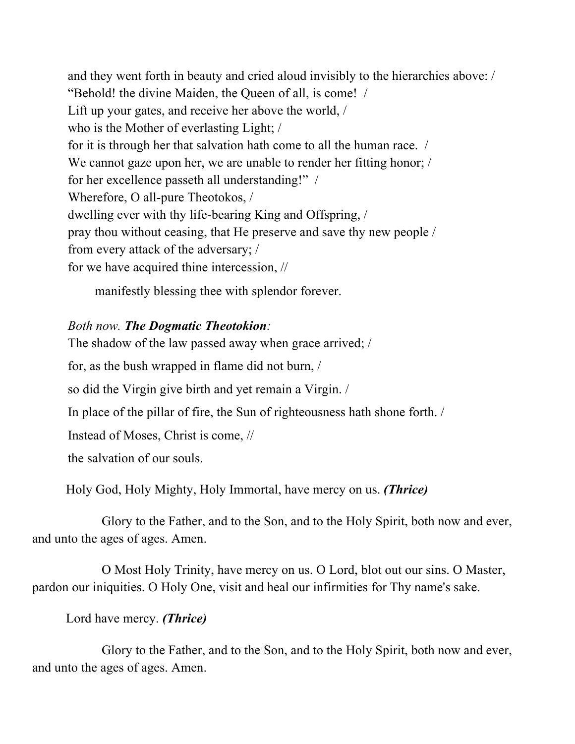and they went forth in beauty and cried aloud invisibly to the hierarchies above: /
"Behold! the divine Maiden, the Queen of all, is come! /
Lift up your gates, and receive her above the world, /
who is the Mother of everlasting Light; /
for it is through her that salvation hath come to all the human race. /
We cannot gaze upon her, we are unable to render her fitting honor; /
for her excellence passeth all understanding!" /
Wherefore, O all-pure Theotokos, /
dwelling ever with thy life-bearing King and Offspring, /
pray thou without ceasing, that He preserve and save thy new people /
from every attack of the adversary; /
for we have acquired thine intercession, //

manifestly blessing thee with splendor forever.

*Both now.* ***The Dogmatic Theotokion****:*

The shadow of the law passed away when grace arrived; /

for, as the bush wrapped in flame did not burn, /

so did the Virgin give birth and yet remain a Virgin. /

In place of the pillar of fire, the Sun of righteousness hath shone forth. /

Instead of Moses, Christ is come, //

the salvation of our souls.

Holy God, Holy Mighty, Holy Immortal, have mercy on us. ***(Thrice)***

Glory to the Father, and to the Son, and to the Holy Spirit, both now and ever, and unto the ages of ages. Amen.

O Most Holy Trinity, have mercy on us. O Lord, blot out our sins. O Master, pardon our iniquities. O Holy One, visit and heal our infirmities for Thy name's sake.

Lord have mercy. ***(Thrice)***

Glory to the Father, and to the Son, and to the Holy Spirit, both now and ever, and unto the ages of ages. Amen.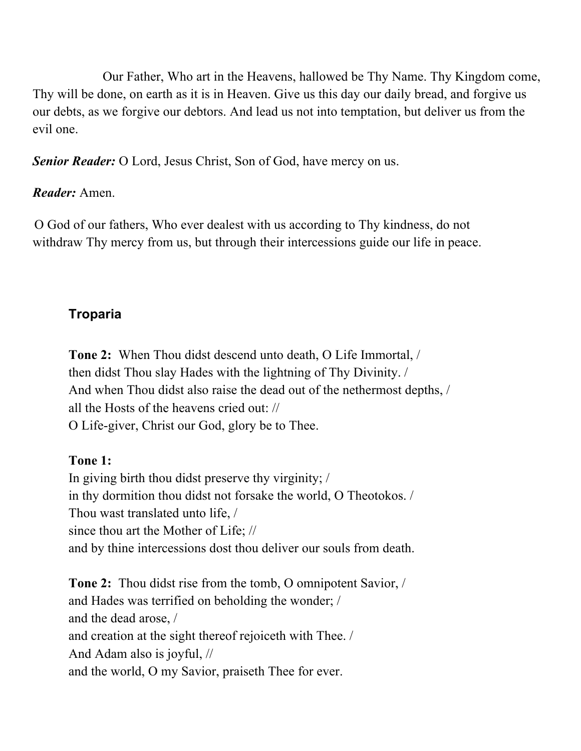Our Father, Who art in the Heavens, hallowed be Thy Name. Thy Kingdom come, Thy will be done, on earth as it is in Heaven. Give us this day our daily bread, and forgive us our debts, as we forgive our debtors. And lead us not into temptation, but deliver us from the evil one.

***Senior Reader:*** O Lord, Jesus Christ, Son of God, have mercy on us.

***Reader:*** Amen.

O God of our fathers, Who ever dealest with us according to Thy kindness, do not withdraw Thy mercy from us, but through their intercessions guide our life in peace.

### Troparia

**Tone 2:** When Thou didst descend unto death, O Life Immortal, /
then didst Thou slay Hades with the lightning of Thy Divinity. /
And when Thou didst also raise the dead out of the nethermost depths, /
all the Hosts of the heavens cried out: //
O Life-giver, Christ our God, glory be to Thee.

**Tone 1:**
In giving birth thou didst preserve thy virginity; /
in thy dormition thou didst not forsake the world, O Theotokos. /
Thou wast translated unto life, /
since thou art the Mother of Life; //
and by thine intercessions dost thou deliver our souls from death.

**Tone 2:** Thou didst rise from the tomb, O omnipotent Savior, /
and Hades was terrified on beholding the wonder; /
and the dead arose, /
and creation at the sight thereof rejoiceth with Thee. /
And Adam also is joyful, //
and the world, O my Savior, praiseth Thee for ever.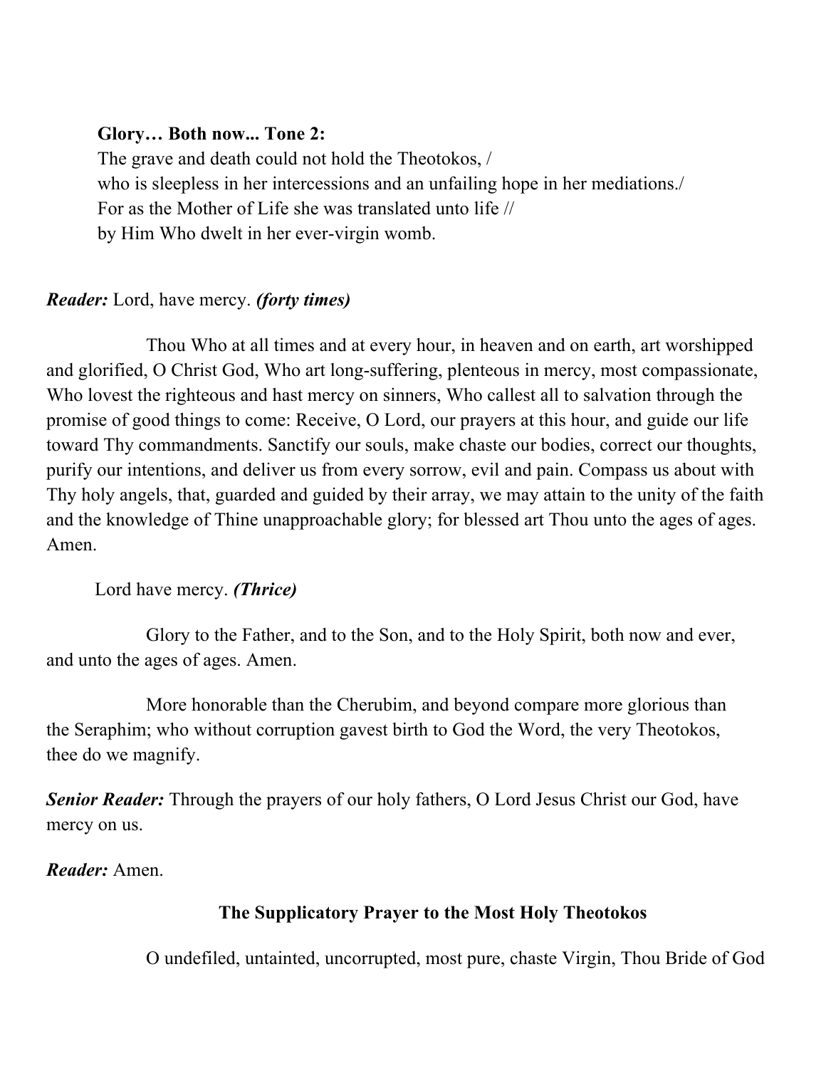**Glory… Both now... Tone 2:**
The grave and death could not hold the Theotokos, /
who is sleepless in her intercessions and an unfailing hope in her mediations./
For as the Mother of Life she was translated unto life //
by Him Who dwelt in her ever-virgin womb.

***Reader:*** Lord, have mercy. ***(forty times)***

Thou Who at all times and at every hour, in heaven and on earth, art worshipped and glorified, O Christ God, Who art long-suffering, plenteous in mercy, most compassionate, Who lovest the righteous and hast mercy on sinners, Who callest all to salvation through the promise of good things to come: Receive, O Lord, our prayers at this hour, and guide our life toward Thy commandments. Sanctify our souls, make chaste our bodies, correct our thoughts, purify our intentions, and deliver us from every sorrow, evil and pain. Compass us about with Thy holy angels, that, guarded and guided by their array, we may attain to the unity of the faith and the knowledge of Thine unapproachable glory; for blessed art Thou unto the ages of ages. Amen.

Lord have mercy. ***(Thrice)***

Glory to the Father, and to the Son, and to the Holy Spirit, both now and ever, and unto the ages of ages. Amen.

More honorable than the Cherubim, and beyond compare more glorious than the Seraphim; who without corruption gavest birth to God the Word, the very Theotokos, thee do we magnify.

***Senior Reader:*** Through the prayers of our holy fathers, O Lord Jesus Christ our God, have mercy on us.

***Reader:*** Amen.

**The Supplicatory Prayer to the Most Holy Theotokos**

O undefiled, untainted, uncorrupted, most pure, chaste Virgin, Thou Bride of God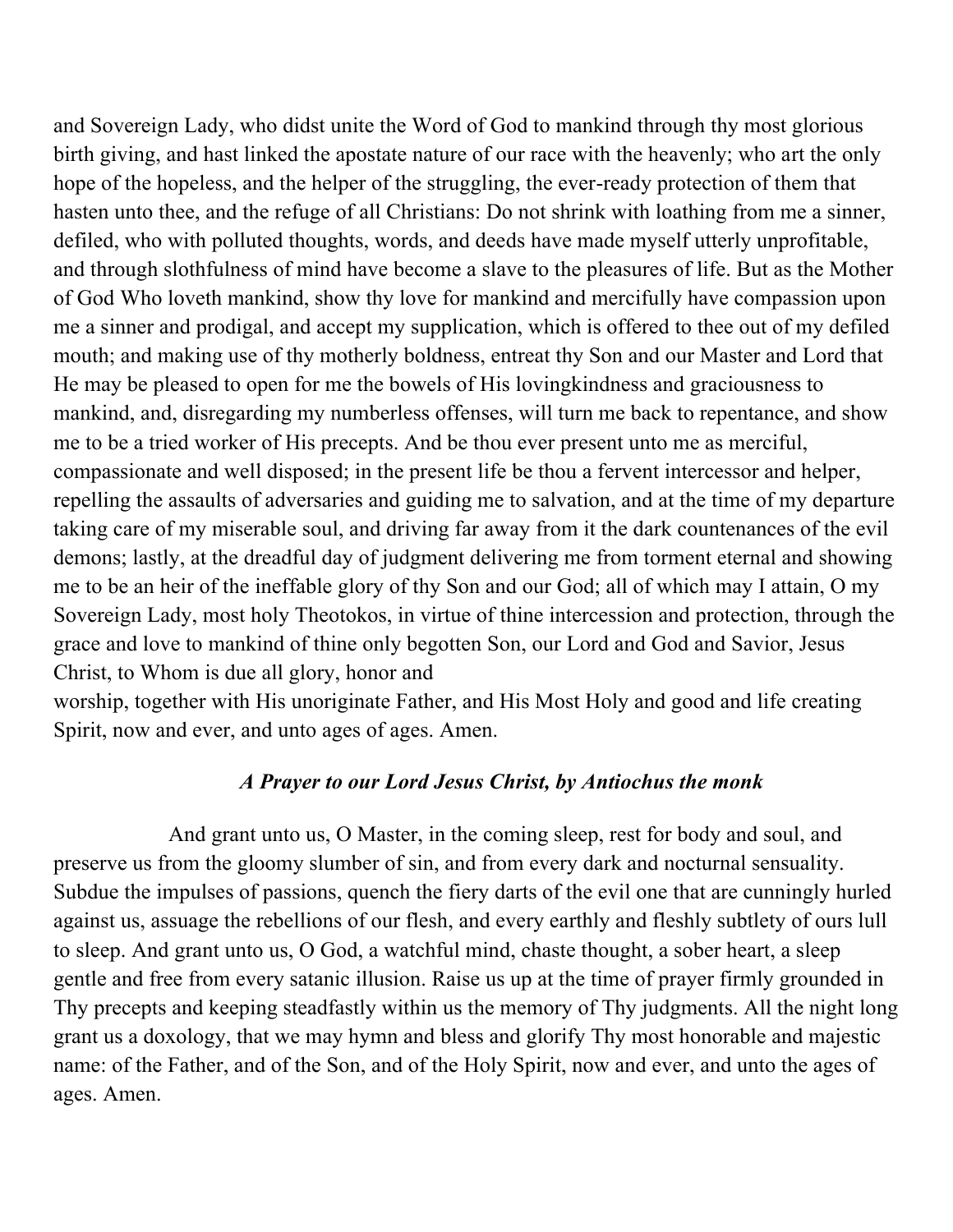and Sovereign Lady, who didst unite the Word of God to mankind through thy most glorious birth giving, and hast linked the apostate nature of our race with the heavenly; who art the only hope of the hopeless, and the helper of the struggling, the ever-ready protection of them that hasten unto thee, and the refuge of all Christians: Do not shrink with loathing from me a sinner, defiled, who with polluted thoughts, words, and deeds have made myself utterly unprofitable, and through slothfulness of mind have become a slave to the pleasures of life. But as the Mother of God Who loveth mankind, show thy love for mankind and mercifully have compassion upon me a sinner and prodigal, and accept my supplication, which is offered to thee out of my defiled mouth; and making use of thy motherly boldness, entreat thy Son and our Master and Lord that He may be pleased to open for me the bowels of His lovingkindness and graciousness to mankind, and, disregarding my numberless offenses, will turn me back to repentance, and show me to be a tried worker of His precepts. And be thou ever present unto me as merciful, compassionate and well disposed; in the present life be thou a fervent intercessor and helper, repelling the assaults of adversaries and guiding me to salvation, and at the time of my departure taking care of my miserable soul, and driving far away from it the dark countenances of the evil demons; lastly, at the dreadful day of judgment delivering me from torment eternal and showing me to be an heir of the ineffable glory of thy Son and our God; all of which may I attain, O my Sovereign Lady, most holy Theotokos, in virtue of thine intercession and protection, through the grace and love to mankind of thine only begotten Son, our Lord and God and Savior, Jesus Christ, to Whom is due all glory, honor and worship, together with His unoriginate Father, and His Most Holy and good and life creating Spirit, now and ever, and unto ages of ages. Amen.

### *A Prayer to our Lord Jesus Christ, by Antiochus the monk*

And grant unto us, O Master, in the coming sleep, rest for body and soul, and preserve us from the gloomy slumber of sin, and from every dark and nocturnal sensuality. Subdue the impulses of passions, quench the fiery darts of the evil one that are cunningly hurled against us, assuage the rebellions of our flesh, and every earthly and fleshly subtlety of ours lull to sleep. And grant unto us, O God, a watchful mind, chaste thought, a sober heart, a sleep gentle and free from every satanic illusion. Raise us up at the time of prayer firmly grounded in Thy precepts and keeping steadfastly within us the memory of Thy judgments. All the night long grant us a doxology, that we may hymn and bless and glorify Thy most honorable and majestic name: of the Father, and of the Son, and of the Holy Spirit, now and ever, and unto the ages of ages. Amen.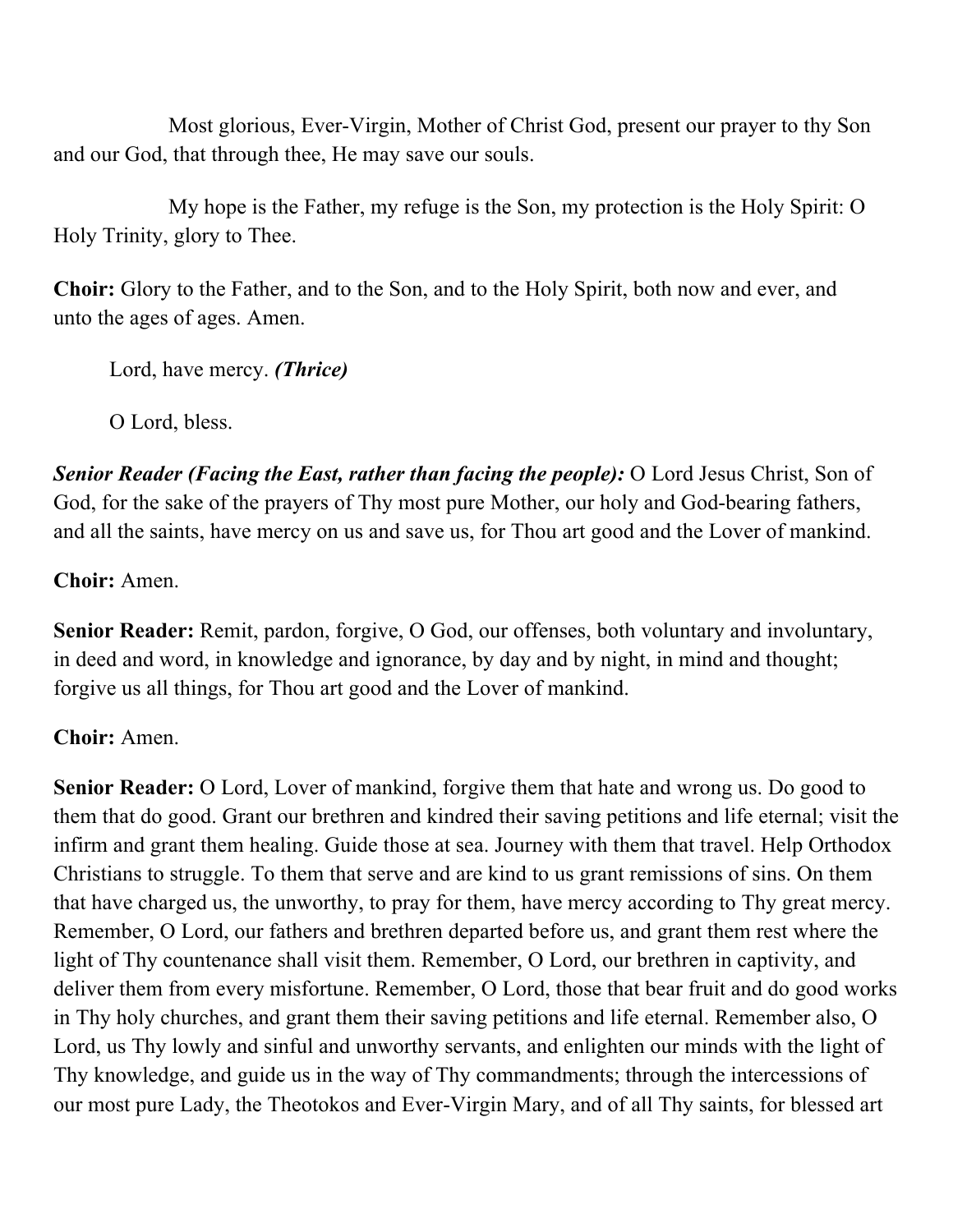Most glorious, Ever-Virgin, Mother of Christ God, present our prayer to thy Son and our God, that through thee, He may save our souls.

My hope is the Father, my refuge is the Son, my protection is the Holy Spirit: O Holy Trinity, glory to Thee.

**Choir:** Glory to the Father, and to the Son, and to the Holy Spirit, both now and ever, and unto the ages of ages. Amen.

Lord, have mercy. ***(Thrice)***

O Lord, bless.

***Senior Reader (Facing the East, rather than facing the people):*** O Lord Jesus Christ, Son of God, for the sake of the prayers of Thy most pure Mother, our holy and God-bearing fathers, and all the saints, have mercy on us and save us, for Thou art good and the Lover of mankind.

**Choir:** Amen.

**Senior Reader:** Remit, pardon, forgive, O God, our offenses, both voluntary and involuntary, in deed and word, in knowledge and ignorance, by day and by night, in mind and thought; forgive us all things, for Thou art good and the Lover of mankind.

**Choir:** Amen.

**Senior Reader:** O Lord, Lover of mankind, forgive them that hate and wrong us. Do good to them that do good. Grant our brethren and kindred their saving petitions and life eternal; visit the infirm and grant them healing. Guide those at sea. Journey with them that travel. Help Orthodox Christians to struggle. To them that serve and are kind to us grant remissions of sins. On them that have charged us, the unworthy, to pray for them, have mercy according to Thy great mercy. Remember, O Lord, our fathers and brethren departed before us, and grant them rest where the light of Thy countenance shall visit them. Remember, O Lord, our brethren in captivity, and deliver them from every misfortune. Remember, O Lord, those that bear fruit and do good works in Thy holy churches, and grant them their saving petitions and life eternal. Remember also, O Lord, us Thy lowly and sinful and unworthy servants, and enlighten our minds with the light of Thy knowledge, and guide us in the way of Thy commandments; through the intercessions of our most pure Lady, the Theotokos and Ever-Virgin Mary, and of all Thy saints, for blessed art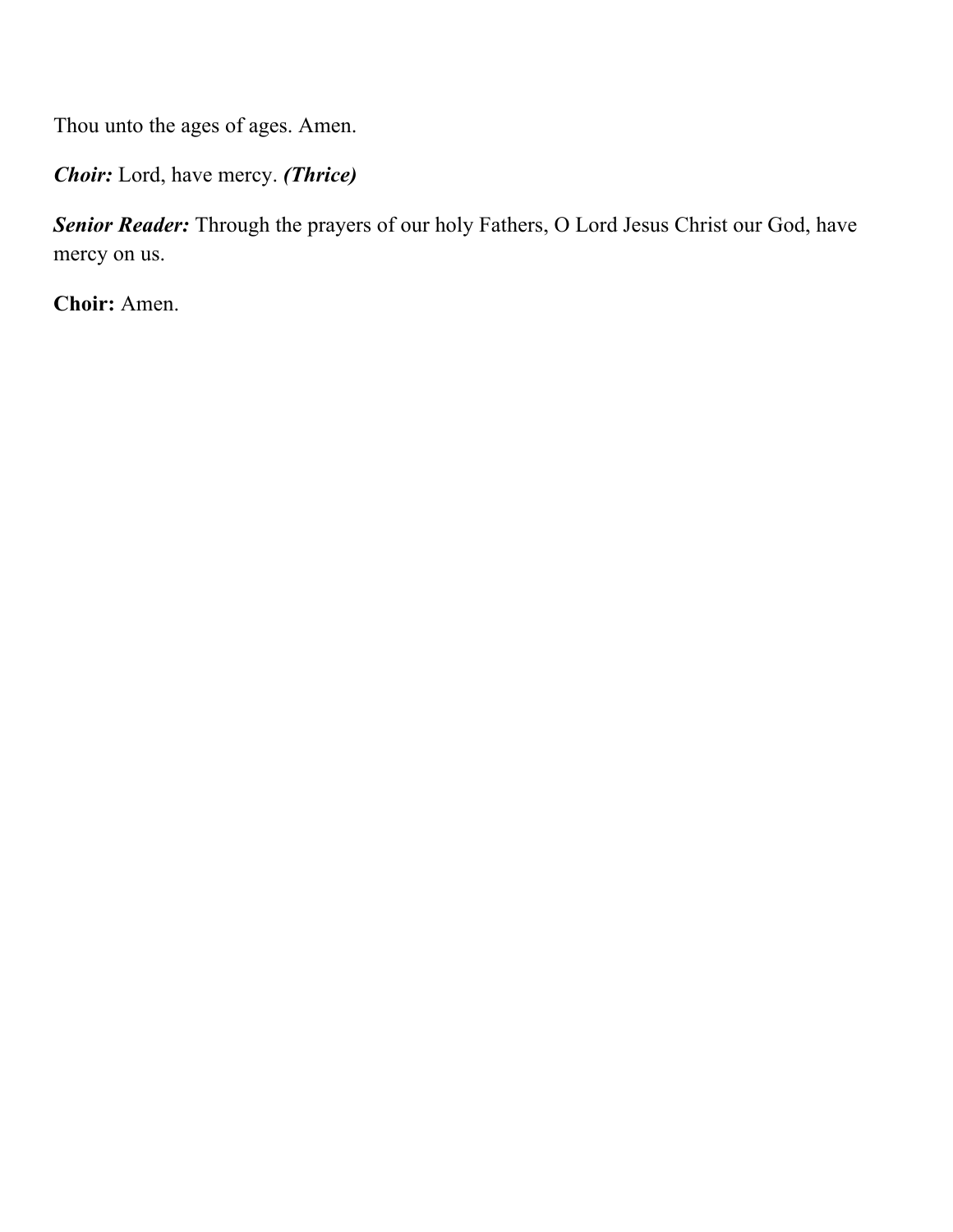Thou unto the ages of ages. Amen.

***Choir:*** Lord, have mercy. ***(Thrice)***

***Senior Reader:*** Through the prayers of our holy Fathers, O Lord Jesus Christ our God, have mercy on us.

**Choir:** Amen.